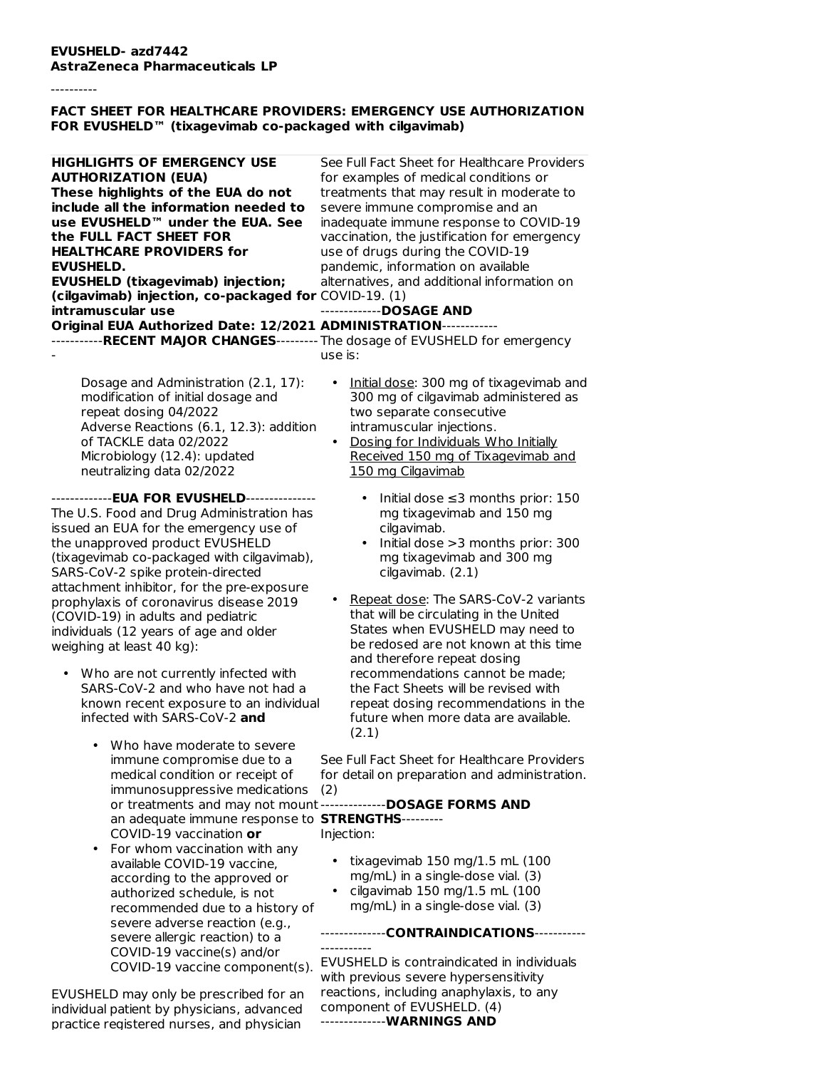**EVUSHELD- azd7442**
**AstraZeneca Pharmaceuticals LP**

----------

**FACT SHEET FOR HEALTHCARE PROVIDERS: EMERGENCY USE AUTHORIZATION FOR EVUSHELD™ (tixagevimab co-packaged with cilgavimab)**

**HIGHLIGHTS OF EMERGENCY USE AUTHORIZATION (EUA)**
**These highlights of the EUA do not include all the information needed to use EVUSHELD™ under the EUA. See the FULL FACT SHEET FOR HEALTHCARE PROVIDERS for EVUSHELD.**
**EVUSHELD (tixagevimab) injection; (cilgavimab) injection, co-packaged for intramuscular use**
**Original EUA Authorized Date: 12/2021**

-----------**RECENT MAJOR CHANGES**----------

Dosage and Administration (2.1, 17): modification of initial dosage and repeat dosing 04/2022
Adverse Reactions (6.1, 12.3): addition of TACKLE data 02/2022
Microbiology (12.4): updated neutralizing data 02/2022

-------------**EUA FOR EVUSHELD**---------------

The U.S. Food and Drug Administration has issued an EUA for the emergency use of the unapproved product EVUSHELD (tixagevimab co-packaged with cilgavimab), SARS-CoV-2 spike protein-directed attachment inhibitor, for the pre-exposure prophylaxis of coronavirus disease 2019 (COVID-19) in adults and pediatric individuals (12 years of age and older weighing at least 40 kg):

- Who are not currently infected with SARS-CoV-2 and who have not had a known recent exposure to an individual infected with SARS-CoV-2 **and**
  - Who have moderate to severe immune compromise due to a medical condition or receipt of immunosuppressive medications or treatments and may not mount an adequate immune response to COVID-19 vaccination **or**
  - For whom vaccination with any available COVID-19 vaccine, according to the approved or authorized schedule, is not recommended due to a history of severe adverse reaction (e.g., severe allergic reaction) to a COVID-19 vaccine(s) and/or COVID-19 vaccine component(s).

EVUSHELD may only be prescribed for an individual patient by physicians, advanced practice registered nurses, and physician

See Full Fact Sheet for Healthcare Providers for examples of medical conditions or treatments that may result in moderate to severe immune compromise and an inadequate immune response to COVID-19 vaccination, the justification for emergency use of drugs during the COVID-19 pandemic, information on available alternatives, and additional information on COVID-19. (1)

-------------**DOSAGE AND ADMINISTRATION**------------

The dosage of EVUSHELD for emergency use is:

- Initial dose: 300 mg of tixagevimab and 300 mg of cilgavimab administered as two separate consecutive intramuscular injections.
- Dosing for Individuals Who Initially Received 150 mg of Tixagevimab and 150 mg Cilgavimab
  - Initial dose ≤3 months prior: 150 mg tixagevimab and 150 mg cilgavimab.
  - Initial dose >3 months prior: 300 mg tixagevimab and 300 mg cilgavimab. (2.1)
- Repeat dose: The SARS-CoV-2 variants that will be circulating in the United States when EVUSHELD may need to be redosed are not known at this time and therefore repeat dosing recommendations cannot be made; the Fact Sheets will be revised with repeat dosing recommendations in the future when more data are available. (2.1)

See Full Fact Sheet for Healthcare Providers for detail on preparation and administration. (2)

--------------**DOSAGE FORMS AND STRENGTHS**---------

Injection:

- tixagevimab 150 mg/1.5 mL (100 mg/mL) in a single-dose vial. (3)
- cilgavimab 150 mg/1.5 mL (100 mg/mL) in a single-dose vial. (3)

--------------**CONTRAINDICATIONS**----------------------

EVUSHELD is contraindicated in individuals with previous severe hypersensitivity reactions, including anaphylaxis, to any component of EVUSHELD. (4)

--------------**WARNINGS AND**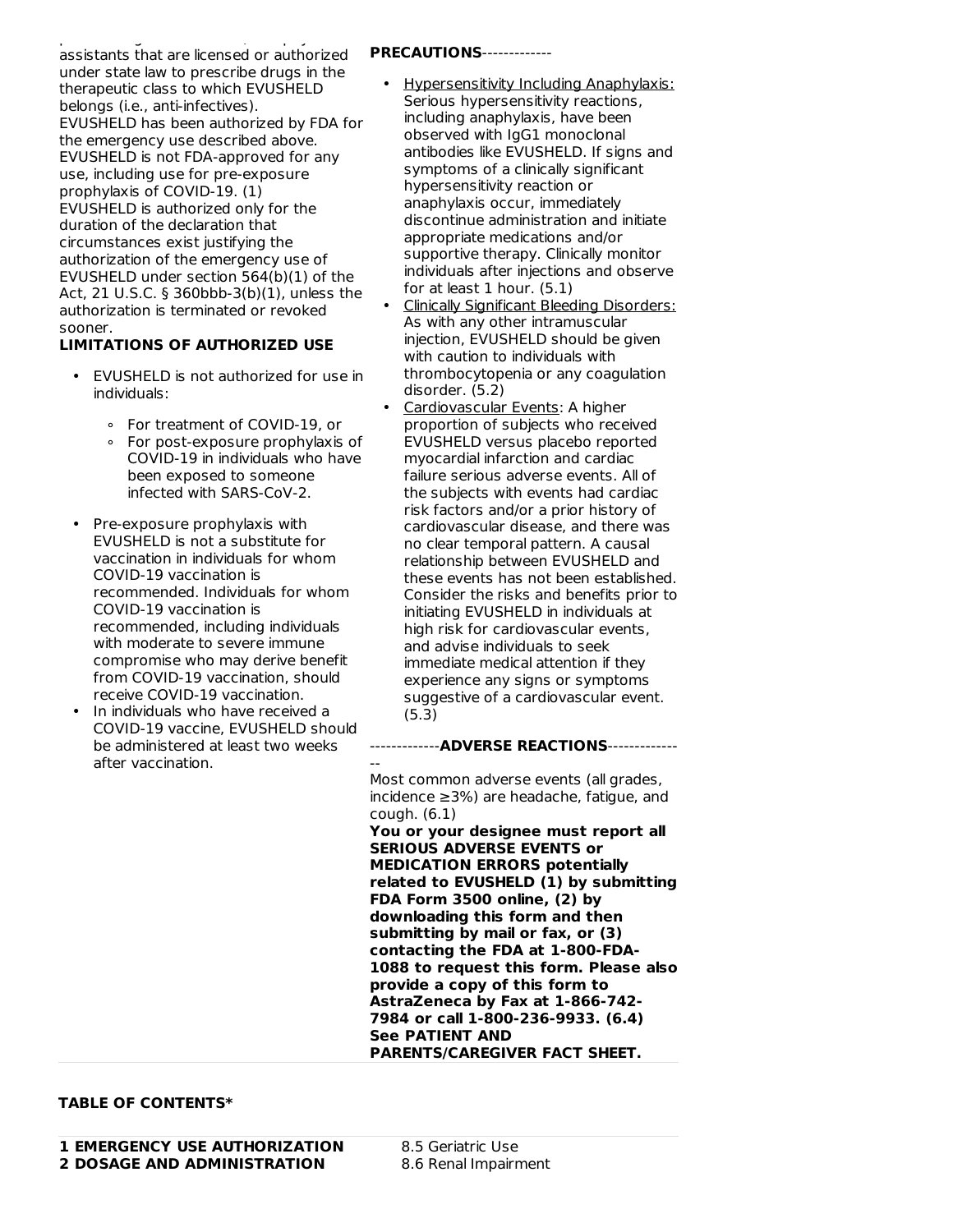assistants that are licensed or authorized under state law to prescribe drugs in the therapeutic class to which EVUSHELD belongs (i.e., anti-infectives).

EVUSHELD has been authorized by FDA for the emergency use described above.

EVUSHELD is not FDA-approved for any use, including use for pre-exposure prophylaxis of COVID-19. (1)

EVUSHELD is authorized only for the duration of the declaration that circumstances exist justifying the authorization of the emergency use of EVUSHELD under section 564(b)(1) of the Act, 21 U.S.C. § 360bbb-3(b)(1), unless the authorization is terminated or revoked sooner.

**LIMITATIONS OF AUTHORIZED USE**

- EVUSHELD is not authorized for use in individuals:
  - For treatment of COVID-19, or
  - For post-exposure prophylaxis of COVID-19 in individuals who have been exposed to someone infected with SARS-CoV-2.
- Pre-exposure prophylaxis with EVUSHELD is not a substitute for vaccination in individuals for whom COVID-19 vaccination is recommended. Individuals for whom COVID-19 vaccination is recommended, including individuals with moderate to severe immune compromise who may derive benefit from COVID-19 vaccination, should receive COVID-19 vaccination.
- In individuals who have received a COVID-19 vaccine, EVUSHELD should be administered at least two weeks after vaccination.

**PRECAUTIONS**-------------

- Hypersensitivity Including Anaphylaxis: Serious hypersensitivity reactions, including anaphylaxis, have been observed with IgG1 monoclonal antibodies like EVUSHELD. If signs and symptoms of a clinically significant hypersensitivity reaction or anaphylaxis occur, immediately discontinue administration and initiate appropriate medications and/or supportive therapy. Clinically monitor individuals after injections and observe for at least 1 hour. (5.1)
- Clinically Significant Bleeding Disorders: As with any other intramuscular injection, EVUSHELD should be given with caution to individuals with thrombocytopenia or any coagulation disorder. (5.2)
- Cardiovascular Events: A higher proportion of subjects who received EVUSHELD versus placebo reported myocardial infarction and cardiac failure serious adverse events. All of the subjects with events had cardiac risk factors and/or a prior history of cardiovascular disease, and there was no clear temporal pattern. A causal relationship between EVUSHELD and these events has not been established. Consider the risks and benefits prior to initiating EVUSHELD in individuals at high risk for cardiovascular events, and advise individuals to seek immediate medical attention if they experience any signs or symptoms suggestive of a cardiovascular event. (5.3)

-------------**ADVERSE REACTIONS**---------------

Most common adverse events (all grades, incidence ≥3%) are headache, fatigue, and cough. (6.1)

**You or your designee must report all SERIOUS ADVERSE EVENTS or MEDICATION ERRORS potentially related to EVUSHELD (1) by submitting FDA Form 3500 online, (2) by downloading this form and then submitting by mail or fax, or (3) contacting the FDA at 1-800-FDA-1088 to request this form. Please also provide a copy of this form to AstraZeneca by Fax at 1-866-742-7984 or call 1-800-236-9933. (6.4)**

**See PATIENT AND PARENTS/CAREGIVER FACT SHEET.**

**TABLE OF CONTENTS***

**1 EMERGENCY USE AUTHORIZATION**

**2 DOSAGE AND ADMINISTRATION**

8.5 Geriatric Use

8.6 Renal Impairment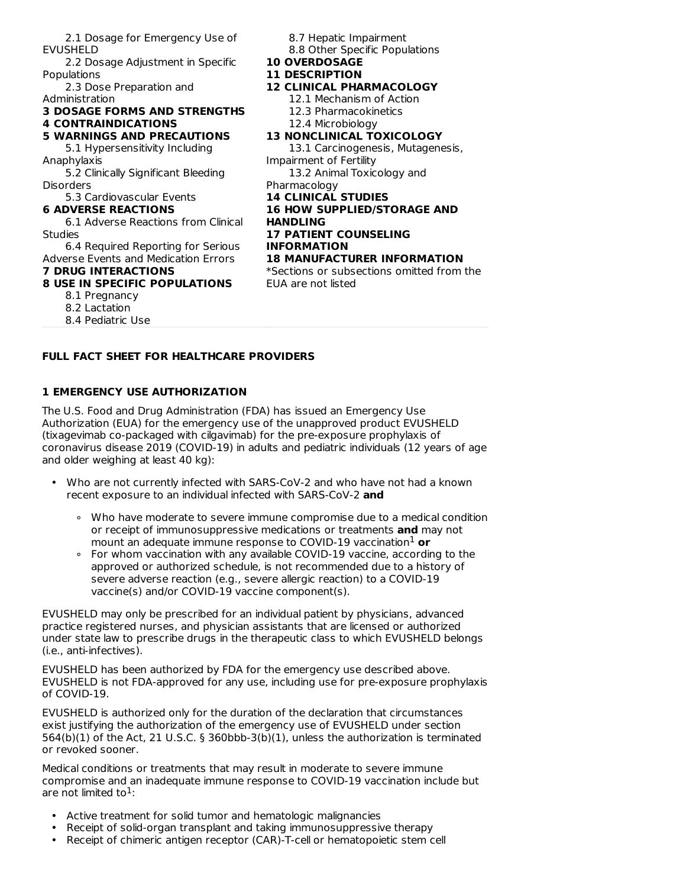2.1 Dosage for Emergency Use of EVUSHELD
2.2 Dosage Adjustment in Specific Populations
2.3 Dose Preparation and Administration

**3 DOSAGE FORMS AND STRENGTHS**

**4 CONTRAINDICATIONS**

**5 WARNINGS AND PRECAUTIONS**

5.1 Hypersensitivity Including Anaphylaxis
5.2 Clinically Significant Bleeding Disorders
5.3 Cardiovascular Events

**6 ADVERSE REACTIONS**

6.1 Adverse Reactions from Clinical Studies
6.4 Required Reporting for Serious Adverse Events and Medication Errors

**7 DRUG INTERACTIONS**

**8 USE IN SPECIFIC POPULATIONS**

8.1 Pregnancy
8.2 Lactation
8.4 Pediatric Use
8.7 Hepatic Impairment
8.8 Other Specific Populations

**10 OVERDOSAGE**

**11 DESCRIPTION**

**12 CLINICAL PHARMACOLOGY**

12.1 Mechanism of Action
12.3 Pharmacokinetics
12.4 Microbiology

**13 NONCLINICAL TOXICOLOGY**

13.1 Carcinogenesis, Mutagenesis, Impairment of Fertility
13.2 Animal Toxicology and Pharmacology

**14 CLINICAL STUDIES**

**16 HOW SUPPLIED/STORAGE AND HANDLING**

**17 PATIENT COUNSELING INFORMATION**

**18 MANUFACTURER INFORMATION**

*Sections or subsections omitted from the EUA are not listed

## FULL FACT SHEET FOR HEALTHCARE PROVIDERS

## 1 EMERGENCY USE AUTHORIZATION

The U.S. Food and Drug Administration (FDA) has issued an Emergency Use Authorization (EUA) for the emergency use of the unapproved product EVUSHELD (tixagevimab co-packaged with cilgavimab) for the pre-exposure prophylaxis of coronavirus disease 2019 (COVID-19) in adults and pediatric individuals (12 years of age and older weighing at least 40 kg):

- Who are not currently infected with SARS-CoV-2 and who have not had a known recent exposure to an individual infected with SARS-CoV-2 **and**
  - Who have moderate to severe immune compromise due to a medical condition or receipt of immunosuppressive medications or treatments **and** may not mount an adequate immune response to COVID-19 vaccination[1] **or**
  - For whom vaccination with any available COVID-19 vaccine, according to the approved or authorized schedule, is not recommended due to a history of severe adverse reaction (e.g., severe allergic reaction) to a COVID-19 vaccine(s) and/or COVID-19 vaccine component(s).

EVUSHELD may only be prescribed for an individual patient by physicians, advanced practice registered nurses, and physician assistants that are licensed or authorized under state law to prescribe drugs in the therapeutic class to which EVUSHELD belongs (i.e., anti-infectives).

EVUSHELD has been authorized by FDA for the emergency use described above. EVUSHELD is not FDA-approved for any use, including use for pre-exposure prophylaxis of COVID-19.

EVUSHELD is authorized only for the duration of the declaration that circumstances exist justifying the authorization of the emergency use of EVUSHELD under section 564(b)(1) of the Act, 21 U.S.C. § 360bbb-3(b)(1), unless the authorization is terminated or revoked sooner.

Medical conditions or treatments that may result in moderate to severe immune compromise and an inadequate immune response to COVID-19 vaccination include but are not limited to[1]:

- Active treatment for solid tumor and hematologic malignancies
- Receipt of solid-organ transplant and taking immunosuppressive therapy
- Receipt of chimeric antigen receptor (CAR)-T-cell or hematopoietic stem cell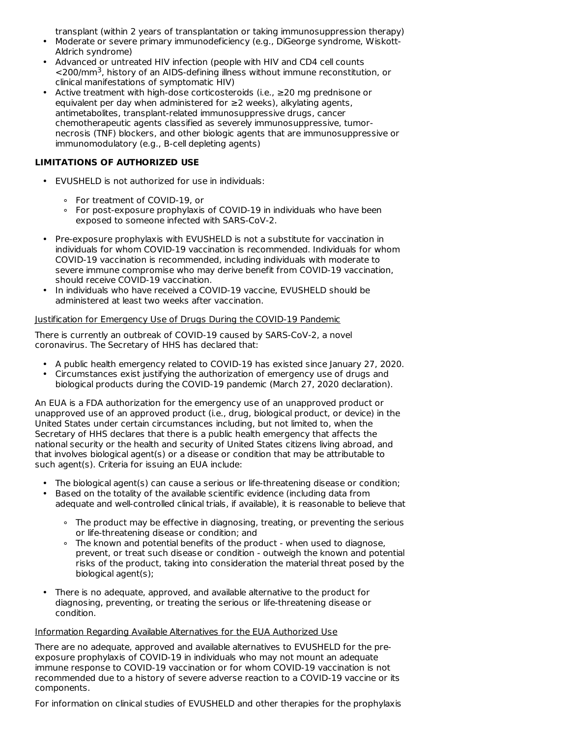transplant (within 2 years of transplantation or taking immunosuppression therapy)
- Moderate or severe primary immunodeficiency (e.g., DiGeorge syndrome, Wiskott-Aldrich syndrome)
- Advanced or untreated HIV infection (people with HIV and CD4 cell counts $<200/mm^3$, history of an AIDS-defining illness without immune reconstitution, or clinical manifestations of symptomatic HIV)
- Active treatment with high-dose corticosteroids (i.e., ≥20 mg prednisone or equivalent per day when administered for ≥2 weeks), alkylating agents, antimetabolites, transplant-related immunosuppressive drugs, cancer chemotherapeutic agents classified as severely immunosuppressive, tumor-necrosis (TNF) blockers, and other biologic agents that are immunosuppressive or immunomodulatory (e.g., B-cell depleting agents)

**LIMITATIONS OF AUTHORIZED USE**

- EVUSHELD is not authorized for use in individuals:
  - For treatment of COVID-19, or
  - For post-exposure prophylaxis of COVID-19 in individuals who have been exposed to someone infected with SARS-CoV-2.
- Pre-exposure prophylaxis with EVUSHELD is not a substitute for vaccination in individuals for whom COVID-19 vaccination is recommended. Individuals for whom COVID-19 vaccination is recommended, including individuals with moderate to severe immune compromise who may derive benefit from COVID-19 vaccination, should receive COVID-19 vaccination.
- In individuals who have received a COVID-19 vaccine, EVUSHELD should be administered at least two weeks after vaccination.

Justification for Emergency Use of Drugs During the COVID-19 Pandemic

There is currently an outbreak of COVID-19 caused by SARS-CoV-2, a novel coronavirus. The Secretary of HHS has declared that:

- A public health emergency related to COVID-19 has existed since January 27, 2020.
- Circumstances exist justifying the authorization of emergency use of drugs and biological products during the COVID-19 pandemic (March 27, 2020 declaration).

An EUA is a FDA authorization for the emergency use of an unapproved product or unapproved use of an approved product (i.e., drug, biological product, or device) in the United States under certain circumstances including, but not limited to, when the Secretary of HHS declares that there is a public health emergency that affects the national security or the health and security of United States citizens living abroad, and that involves biological agent(s) or a disease or condition that may be attributable to such agent(s). Criteria for issuing an EUA include:

- The biological agent(s) can cause a serious or life-threatening disease or condition;
- Based on the totality of the available scientific evidence (including data from adequate and well-controlled clinical trials, if available), it is reasonable to believe that
  - The product may be effective in diagnosing, treating, or preventing the serious or life-threatening disease or condition; and
  - The known and potential benefits of the product - when used to diagnose, prevent, or treat such disease or condition - outweigh the known and potential risks of the product, taking into consideration the material threat posed by the biological agent(s);
- There is no adequate, approved, and available alternative to the product for diagnosing, preventing, or treating the serious or life-threatening disease or condition.

Information Regarding Available Alternatives for the EUA Authorized Use

There are no adequate, approved and available alternatives to EVUSHELD for the pre-exposure prophylaxis of COVID-19 in individuals who may not mount an adequate immune response to COVID-19 vaccination or for whom COVID-19 vaccination is not recommended due to a history of severe adverse reaction to a COVID-19 vaccine or its components.

For information on clinical studies of EVUSHELD and other therapies for the prophylaxis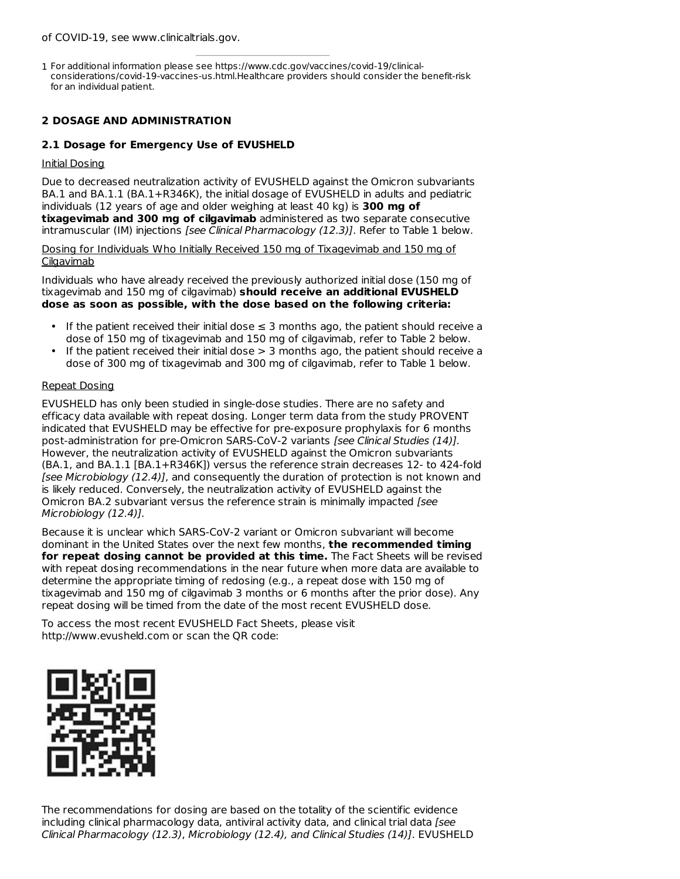of COVID-19, see www.clinicaltrials.gov.

1 For additional information please see https://www.cdc.gov/vaccines/covid-19/clinical-considerations/covid-19-vaccines-us.html.Healthcare providers should consider the benefit-risk for an individual patient.

## 2 DOSAGE AND ADMINISTRATION

### 2.1 Dosage for Emergency Use of EVUSHELD

Initial Dosing

Due to decreased neutralization activity of EVUSHELD against the Omicron subvariants BA.1 and BA.1.1 (BA.1+R346K), the initial dosage of EVUSHELD in adults and pediatric individuals (12 years of age and older weighing at least 40 kg) is **300 mg of tixagevimab and 300 mg of cilgavimab** administered as two separate consecutive intramuscular (IM) injections *[see Clinical Pharmacology (12.3)]*. Refer to Table 1 below.

Dosing for Individuals Who Initially Received 150 mg of Tixagevimab and 150 mg of Cilgavimab

Individuals who have already received the previously authorized initial dose (150 mg of tixagevimab and 150 mg of cilgavimab) **should receive an additional EVUSHELD dose as soon as possible, with the dose based on the following criteria:**

- If the patient received their initial dose ≤ 3 months ago, the patient should receive a dose of 150 mg of tixagevimab and 150 mg of cilgavimab, refer to Table 2 below.
- If the patient received their initial dose > 3 months ago, the patient should receive a dose of 300 mg of tixagevimab and 300 mg of cilgavimab, refer to Table 1 below.

Repeat Dosing

EVUSHELD has only been studied in single-dose studies. There are no safety and efficacy data available with repeat dosing. Longer term data from the study PROVENT indicated that EVUSHELD may be effective for pre-exposure prophylaxis for 6 months post-administration for pre-Omicron SARS-CoV-2 variants *[see Clinical Studies (14)]*. However, the neutralization activity of EVUSHELD against the Omicron subvariants (BA.1, and BA.1.1 [BA.1+R346K]) versus the reference strain decreases 12- to 424-fold *[see Microbiology (12.4)]*, and consequently the duration of protection is not known and is likely reduced. Conversely, the neutralization activity of EVUSHELD against the Omicron BA.2 subvariant versus the reference strain is minimally impacted *[see Microbiology (12.4)]*.

Because it is unclear which SARS-CoV-2 variant or Omicron subvariant will become dominant in the United States over the next few months, **the recommended timing for repeat dosing cannot be provided at this time.** The Fact Sheets will be revised with repeat dosing recommendations in the near future when more data are available to determine the appropriate timing of redosing (e.g., a repeat dose with 150 mg of tixagevimab and 150 mg of cilgavimab 3 months or 6 months after the prior dose). Any repeat dosing will be timed from the date of the most recent EVUSHELD dose.

To access the most recent EVUSHELD Fact Sheets, please visit http://www.evusheld.com or scan the QR code:

The recommendations for dosing are based on the totality of the scientific evidence including clinical pharmacology data, antiviral activity data, and clinical trial data *[see Clinical Pharmacology (12.3), Microbiology (12.4), and Clinical Studies (14)]*. EVUSHELD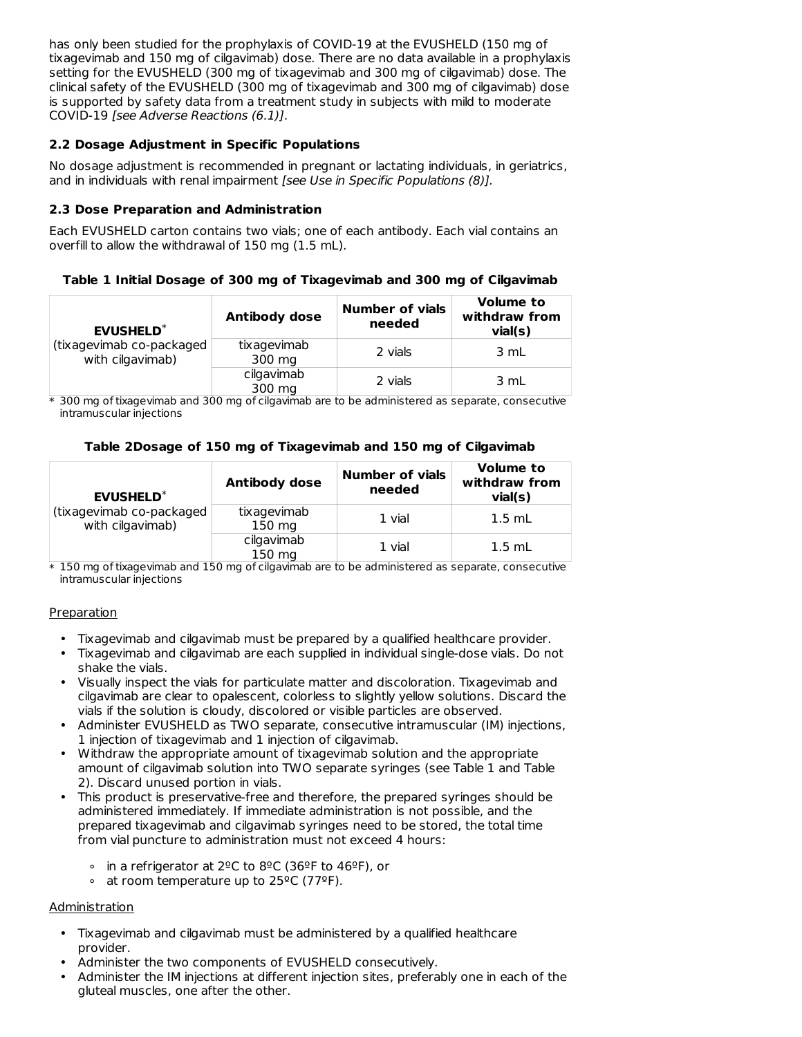has only been studied for the prophylaxis of COVID-19 at the EVUSHELD (150 mg of tixagevimab and 150 mg of cilgavimab) dose. There are no data available in a prophylaxis setting for the EVUSHELD (300 mg of tixagevimab and 300 mg of cilgavimab) dose. The clinical safety of the EVUSHELD (300 mg of tixagevimab and 300 mg of cilgavimab) dose is supported by safety data from a treatment study in subjects with mild to moderate COVID-19 *[see Adverse Reactions (6.1)]*.

### 2.2 Dosage Adjustment in Specific Populations

No dosage adjustment is recommended in pregnant or lactating individuals, in geriatrics, and in individuals with renal impairment *[see Use in Specific Populations (8)]*.

### 2.3 Dose Preparation and Administration

Each EVUSHELD carton contains two vials; one of each antibody. Each vial contains an overfill to allow the withdrawal of 150 mg (1.5 mL).

**Table 1 Initial Dosage of 300 mg of Tixagevimab and 300 mg of Cilgavimab**

| | Antibody dose | Number of vials needed | Volume to withdraw from vial(s) |
|---|---|---|---|
| **EVUSHELD*** (tixagevimab co-packaged with cilgavimab) | tixagevimab 300 mg | 2 vials | 3 mL |
| | cilgavimab 300 mg | 2 vials | 3 mL |

\* 300 mg of tixagevimab and 300 mg of cilgavimab are to be administered as separate, consecutive intramuscular injections

**Table 2Dosage of 150 mg of Tixagevimab and 150 mg of Cilgavimab**

| | Antibody dose | Number of vials needed | Volume to withdraw from vial(s) |
|---|---|---|---|
| **EVUSHELD*** (tixagevimab co-packaged with cilgavimab) | tixagevimab 150 mg | 1 vial | 1.5 mL |
| | cilgavimab 150 mg | 1 vial | 1.5 mL |

\* 150 mg of tixagevimab and 150 mg of cilgavimab are to be administered as separate, consecutive intramuscular injections

<u>Preparation</u>

- Tixagevimab and cilgavimab must be prepared by a qualified healthcare provider.
- Tixagevimab and cilgavimab are each supplied in individual single-dose vials. Do not shake the vials.
- Visually inspect the vials for particulate matter and discoloration. Tixagevimab and cilgavimab are clear to opalescent, colorless to slightly yellow solutions. Discard the vials if the solution is cloudy, discolored or visible particles are observed.
- Administer EVUSHELD as TWO separate, consecutive intramuscular (IM) injections, 1 injection of tixagevimab and 1 injection of cilgavimab.
- Withdraw the appropriate amount of tixagevimab solution and the appropriate amount of cilgavimab solution into TWO separate syringes (see Table 1 and Table 2). Discard unused portion in vials.
- This product is preservative-free and therefore, the prepared syringes should be administered immediately. If immediate administration is not possible, and the prepared tixagevimab and cilgavimab syringes need to be stored, the total time from vial puncture to administration must not exceed 4 hours:
    - in a refrigerator at 2ºC to 8ºC (36ºF to 46ºF), or
    - at room temperature up to 25ºC (77ºF).

<u>Administration</u>

- Tixagevimab and cilgavimab must be administered by a qualified healthcare provider.
- Administer the two components of EVUSHELD consecutively.
- Administer the IM injections at different injection sites, preferably one in each of the gluteal muscles, one after the other.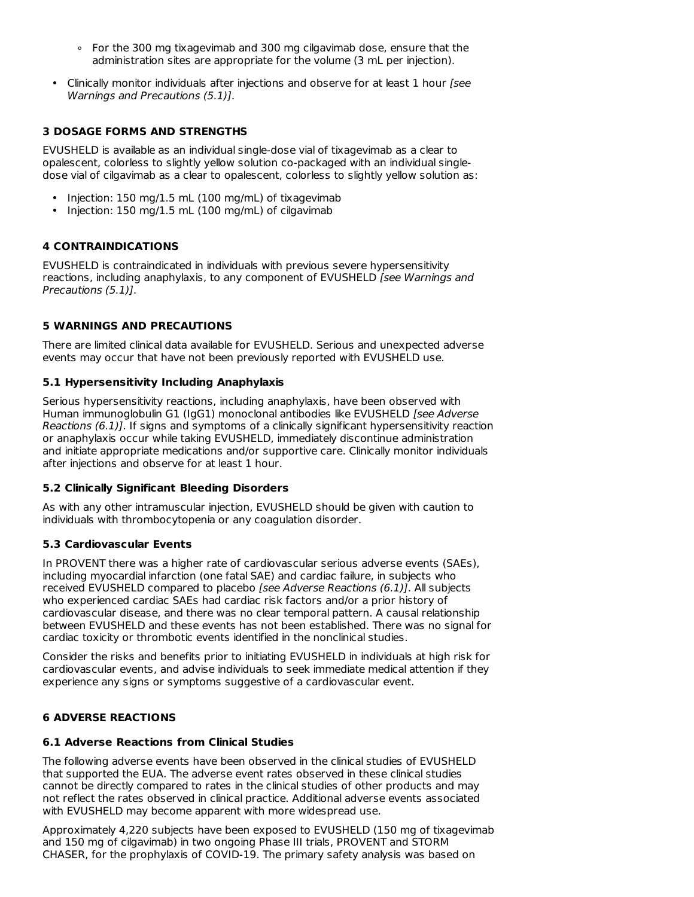- For the 300 mg tixagevimab and 300 mg cilgavimab dose, ensure that the administration sites are appropriate for the volume (3 mL per injection).

- Clinically monitor individuals after injections and observe for at least 1 hour *[see Warnings and Precautions (5.1)]*.

## 3 DOSAGE FORMS AND STRENGTHS

EVUSHELD is available as an individual single-dose vial of tixagevimab as a clear to opalescent, colorless to slightly yellow solution co-packaged with an individual single-dose vial of cilgavimab as a clear to opalescent, colorless to slightly yellow solution as:

- Injection: 150 mg/1.5 mL (100 mg/mL) of tixagevimab
- Injection: 150 mg/1.5 mL (100 mg/mL) of cilgavimab

## 4 CONTRAINDICATIONS

EVUSHELD is contraindicated in individuals with previous severe hypersensitivity reactions, including anaphylaxis, to any component of EVUSHELD *[see Warnings and Precautions (5.1)]*.

## 5 WARNINGS AND PRECAUTIONS

There are limited clinical data available for EVUSHELD. Serious and unexpected adverse events may occur that have not been previously reported with EVUSHELD use.

### 5.1 Hypersensitivity Including Anaphylaxis

Serious hypersensitivity reactions, including anaphylaxis, have been observed with Human immunoglobulin G1 (IgG1) monoclonal antibodies like EVUSHELD *[see Adverse Reactions (6.1)]*. If signs and symptoms of a clinically significant hypersensitivity reaction or anaphylaxis occur while taking EVUSHELD, immediately discontinue administration and initiate appropriate medications and/or supportive care. Clinically monitor individuals after injections and observe for at least 1 hour.

### 5.2 Clinically Significant Bleeding Disorders

As with any other intramuscular injection, EVUSHELD should be given with caution to individuals with thrombocytopenia or any coagulation disorder.

### 5.3 Cardiovascular Events

In PROVENT there was a higher rate of cardiovascular serious adverse events (SAEs), including myocardial infarction (one fatal SAE) and cardiac failure, in subjects who received EVUSHELD compared to placebo *[see Adverse Reactions (6.1)]*. All subjects who experienced cardiac SAEs had cardiac risk factors and/or a prior history of cardiovascular disease, and there was no clear temporal pattern. A causal relationship between EVUSHELD and these events has not been established. There was no signal for cardiac toxicity or thrombotic events identified in the nonclinical studies.

Consider the risks and benefits prior to initiating EVUSHELD in individuals at high risk for cardiovascular events, and advise individuals to seek immediate medical attention if they experience any signs or symptoms suggestive of a cardiovascular event.

## 6 ADVERSE REACTIONS

### 6.1 Adverse Reactions from Clinical Studies

The following adverse events have been observed in the clinical studies of EVUSHELD that supported the EUA. The adverse event rates observed in these clinical studies cannot be directly compared to rates in the clinical studies of other products and may not reflect the rates observed in clinical practice. Additional adverse events associated with EVUSHELD may become apparent with more widespread use.

Approximately 4,220 subjects have been exposed to EVUSHELD (150 mg of tixagevimab and 150 mg of cilgavimab) in two ongoing Phase III trials, PROVENT and STORM CHASER, for the prophylaxis of COVID-19. The primary safety analysis was based on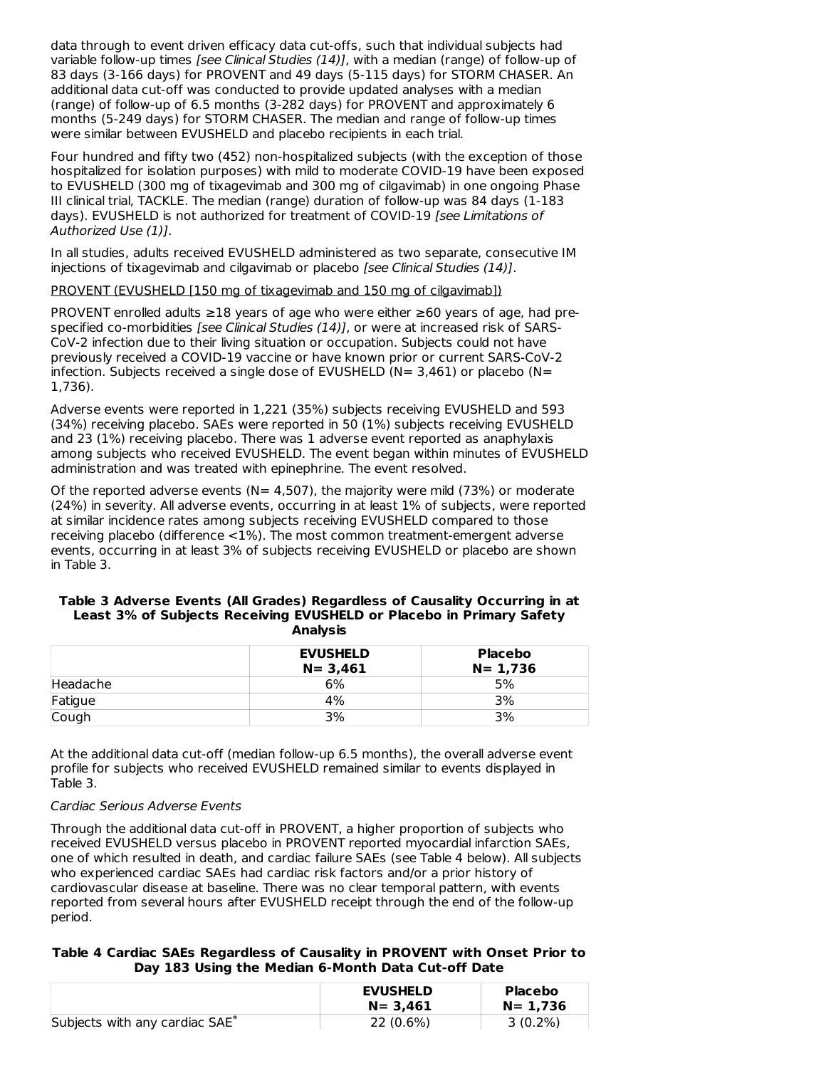data through to event driven efficacy data cut-offs, such that individual subjects had variable follow-up times *[see Clinical Studies (14)]*, with a median (range) of follow-up of 83 days (3-166 days) for PROVENT and 49 days (5-115 days) for STORM CHASER. An additional data cut-off was conducted to provide updated analyses with a median (range) of follow-up of 6.5 months (3-282 days) for PROVENT and approximately 6 months (5-249 days) for STORM CHASER. The median and range of follow-up times were similar between EVUSHELD and placebo recipients in each trial.

Four hundred and fifty two (452) non-hospitalized subjects (with the exception of those hospitalized for isolation purposes) with mild to moderate COVID-19 have been exposed to EVUSHELD (300 mg of tixagevimab and 300 mg of cilgavimab) in one ongoing Phase III clinical trial, TACKLE. The median (range) duration of follow-up was 84 days (1-183 days). EVUSHELD is not authorized for treatment of COVID-19 *[see Limitations of Authorized Use (1)]*.

In all studies, adults received EVUSHELD administered as two separate, consecutive IM injections of tixagevimab and cilgavimab or placebo *[see Clinical Studies (14)]*.

PROVENT (EVUSHELD [150 mg of tixagevimab and 150 mg of cilgavimab])

PROVENT enrolled adults ≥18 years of age who were either ≥60 years of age, had pre-specified co-morbidities *[see Clinical Studies (14)]*, or were at increased risk of SARS-CoV-2 infection due to their living situation or occupation. Subjects could not have previously received a COVID-19 vaccine or have known prior or current SARS-CoV-2 infection. Subjects received a single dose of EVUSHELD (N= 3,461) or placebo (N= 1,736).

Adverse events were reported in 1,221 (35%) subjects receiving EVUSHELD and 593 (34%) receiving placebo. SAEs were reported in 50 (1%) subjects receiving EVUSHELD and 23 (1%) receiving placebo. There was 1 adverse event reported as anaphylaxis among subjects who received EVUSHELD. The event began within minutes of EVUSHELD administration and was treated with epinephrine. The event resolved.

Of the reported adverse events (N= 4,507), the majority were mild (73%) or moderate (24%) in severity. All adverse events, occurring in at least 1% of subjects, were reported at similar incidence rates among subjects receiving EVUSHELD compared to those receiving placebo (difference <1%). The most common treatment-emergent adverse events, occurring in at least 3% of subjects receiving EVUSHELD or placebo are shown in Table 3.

**Table 3 Adverse Events (All Grades) Regardless of Causality Occurring in at Least 3% of Subjects Receiving EVUSHELD or Placebo in Primary Safety Analysis**

| | **EVUSHELD N= 3,461** | **Placebo N= 1,736** |
|---|---|---|
| Headache | 6% | 5% |
| Fatigue | 4% | 3% |
| Cough | 3% | 3% |

At the additional data cut-off (median follow-up 6.5 months), the overall adverse event profile for subjects who received EVUSHELD remained similar to events displayed in Table 3.

*Cardiac Serious Adverse Events*

Through the additional data cut-off in PROVENT, a higher proportion of subjects who received EVUSHELD versus placebo in PROVENT reported myocardial infarction SAEs, one of which resulted in death, and cardiac failure SAEs (see Table 4 below). All subjects who experienced cardiac SAEs had cardiac risk factors and/or a prior history of cardiovascular disease at baseline. There was no clear temporal pattern, with events reported from several hours after EVUSHELD receipt through the end of the follow-up period.

**Table 4 Cardiac SAEs Regardless of Causality in PROVENT with Onset Prior to Day 183 Using the Median 6-Month Data Cut-off Date**

| | **EVUSHELD N= 3,461** | **Placebo N= 1,736** |
|---|---|---|
| Subjects with any cardiac SAE* | 22 (0.6%) | 3 (0.2%) |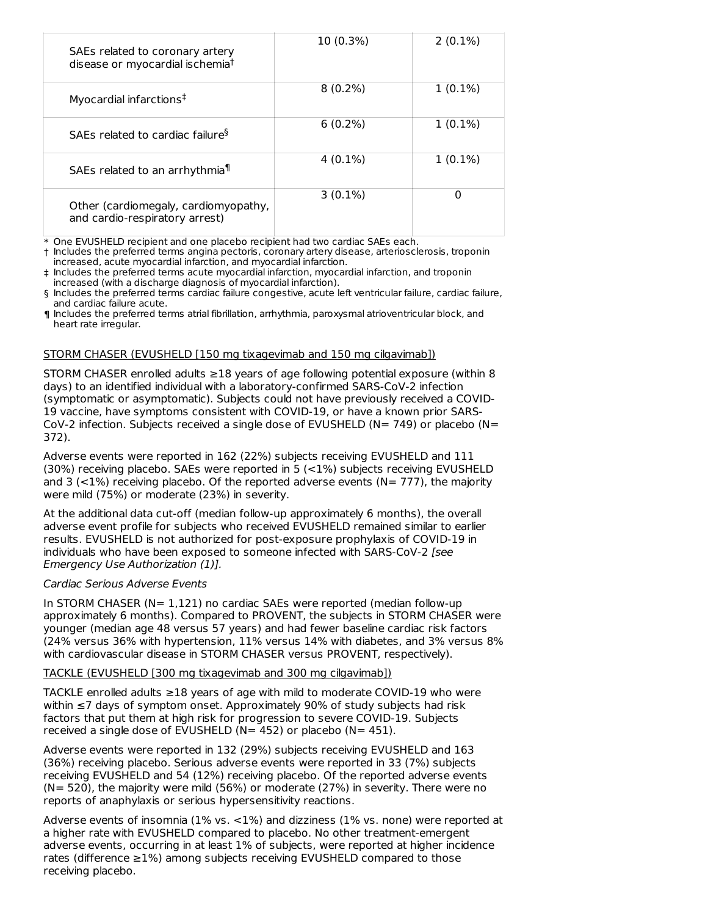| | | |
|---|---|---|
| SAEs related to coronary artery disease or myocardial ischemia† | 10 (0.3%) | 2 (0.1%) |
| Myocardial infarctions‡ | 8 (0.2%) | 1 (0.1%) |
| SAEs related to cardiac failure§ | 6 (0.2%) | 1 (0.1%) |
| SAEs related to an arrhythmia¶ | 4 (0.1%) | 1 (0.1%) |
| Other (cardiomegaly, cardiomyopathy, and cardio-respiratory arrest) | 3 (0.1%) | 0 |

\* One EVUSHELD recipient and one placebo recipient had two cardiac SAEs each.
† Includes the preferred terms angina pectoris, coronary artery disease, arteriosclerosis, troponin increased, acute myocardial infarction, and myocardial infarction.
‡ Includes the preferred terms acute myocardial infarction, myocardial infarction, and troponin increased (with a discharge diagnosis of myocardial infarction).
§ Includes the preferred terms cardiac failure congestive, acute left ventricular failure, cardiac failure, and cardiac failure acute.
¶ Includes the preferred terms atrial fibrillation, arrhythmia, paroxysmal atrioventricular block, and heart rate irregular.

STORM CHASER (EVUSHELD [150 mg tixagevimab and 150 mg cilgavimab])

STORM CHASER enrolled adults ≥18 years of age following potential exposure (within 8 days) to an identified individual with a laboratory-confirmed SARS-CoV-2 infection (symptomatic or asymptomatic). Subjects could not have previously received a COVID-19 vaccine, have symptoms consistent with COVID-19, or have a known prior SARS-CoV-2 infection. Subjects received a single dose of EVUSHELD (N= 749) or placebo (N= 372).

Adverse events were reported in 162 (22%) subjects receiving EVUSHELD and 111 (30%) receiving placebo. SAEs were reported in 5 (<1%) subjects receiving EVUSHELD and 3 (<1%) receiving placebo. Of the reported adverse events (N= 777), the majority were mild (75%) or moderate (23%) in severity.

At the additional data cut-off (median follow-up approximately 6 months), the overall adverse event profile for subjects who received EVUSHELD remained similar to earlier results. EVUSHELD is not authorized for post-exposure prophylaxis of COVID-19 in individuals who have been exposed to someone infected with SARS-CoV-2 *[see Emergency Use Authorization (1)]*.

*Cardiac Serious Adverse Events*

In STORM CHASER (N= 1,121) no cardiac SAEs were reported (median follow-up approximately 6 months). Compared to PROVENT, the subjects in STORM CHASER were younger (median age 48 versus 57 years) and had fewer baseline cardiac risk factors (24% versus 36% with hypertension, 11% versus 14% with diabetes, and 3% versus 8% with cardiovascular disease in STORM CHASER versus PROVENT, respectively).

TACKLE (EVUSHELD [300 mg tixagevimab and 300 mg cilgavimab])

TACKLE enrolled adults ≥18 years of age with mild to moderate COVID-19 who were within ≤7 days of symptom onset. Approximately 90% of study subjects had risk factors that put them at high risk for progression to severe COVID-19. Subjects received a single dose of EVUSHELD (N= 452) or placebo (N= 451).

Adverse events were reported in 132 (29%) subjects receiving EVUSHELD and 163 (36%) receiving placebo. Serious adverse events were reported in 33 (7%) subjects receiving EVUSHELD and 54 (12%) receiving placebo. Of the reported adverse events (N= 520), the majority were mild (56%) or moderate (27%) in severity. There were no reports of anaphylaxis or serious hypersensitivity reactions.

Adverse events of insomnia (1% vs. <1%) and dizziness (1% vs. none) were reported at a higher rate with EVUSHELD compared to placebo. No other treatment-emergent adverse events, occurring in at least 1% of subjects, were reported at higher incidence rates (difference ≥1%) among subjects receiving EVUSHELD compared to those receiving placebo.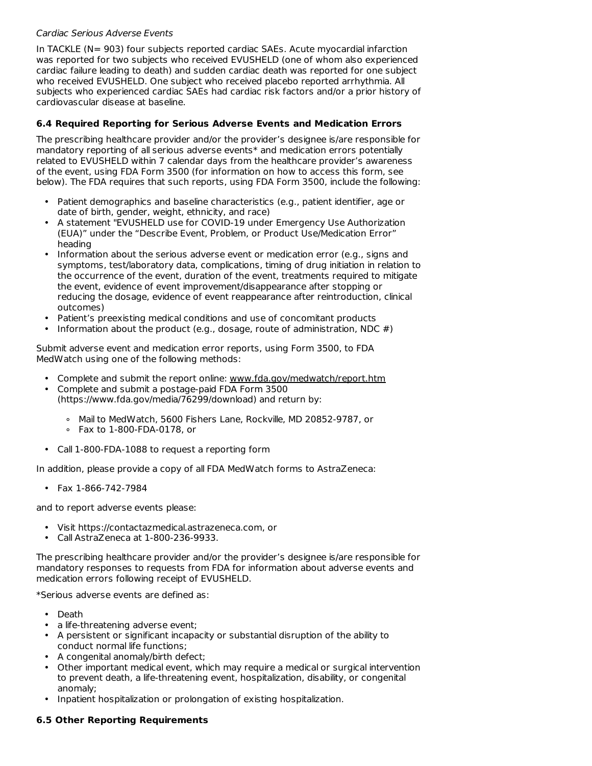*Cardiac Serious Adverse Events*

In TACKLE (N= 903) four subjects reported cardiac SAEs. Acute myocardial infarction was reported for two subjects who received EVUSHELD (one of whom also experienced cardiac failure leading to death) and sudden cardiac death was reported for one subject who received EVUSHELD. One subject who received placebo reported arrhythmia. All subjects who experienced cardiac SAEs had cardiac risk factors and/or a prior history of cardiovascular disease at baseline.

### 6.4 Required Reporting for Serious Adverse Events and Medication Errors

The prescribing healthcare provider and/or the provider's designee is/are responsible for mandatory reporting of all serious adverse events* and medication errors potentially related to EVUSHELD within 7 calendar days from the healthcare provider's awareness of the event, using FDA Form 3500 (for information on how to access this form, see below). The FDA requires that such reports, using FDA Form 3500, include the following:

- Patient demographics and baseline characteristics (e.g., patient identifier, age or date of birth, gender, weight, ethnicity, and race)
- A statement "EVUSHELD use for COVID-19 under Emergency Use Authorization (EUA)" under the "Describe Event, Problem, or Product Use/Medication Error" heading
- Information about the serious adverse event or medication error (e.g., signs and symptoms, test/laboratory data, complications, timing of drug initiation in relation to the occurrence of the event, duration of the event, treatments required to mitigate the event, evidence of event improvement/disappearance after stopping or reducing the dosage, evidence of event reappearance after reintroduction, clinical outcomes)
- Patient's preexisting medical conditions and use of concomitant products
- Information about the product (e.g., dosage, route of administration, NDC #)

Submit adverse event and medication error reports, using Form 3500, to FDA MedWatch using one of the following methods:

- Complete and submit the report online: www.fda.gov/medwatch/report.htm
- Complete and submit a postage-paid FDA Form 3500 (https://www.fda.gov/media/76299/download) and return by:
  - Mail to MedWatch, 5600 Fishers Lane, Rockville, MD 20852-9787, or
  - Fax to 1-800-FDA-0178, or
- Call 1-800-FDA-1088 to request a reporting form

In addition, please provide a copy of all FDA MedWatch forms to AstraZeneca:

- Fax 1-866-742-7984

and to report adverse events please:

- Visit https://contactazmedical.astrazeneca.com, or
- Call AstraZeneca at 1-800-236-9933.

The prescribing healthcare provider and/or the provider's designee is/are responsible for mandatory responses to requests from FDA for information about adverse events and medication errors following receipt of EVUSHELD.

*Serious adverse events are defined as:

- Death
- a life-threatening adverse event;
- A persistent or significant incapacity or substantial disruption of the ability to conduct normal life functions;
- A congenital anomaly/birth defect;
- Other important medical event, which may require a medical or surgical intervention to prevent death, a life-threatening event, hospitalization, disability, or congenital anomaly;
- Inpatient hospitalization or prolongation of existing hospitalization.

### 6.5 Other Reporting Requirements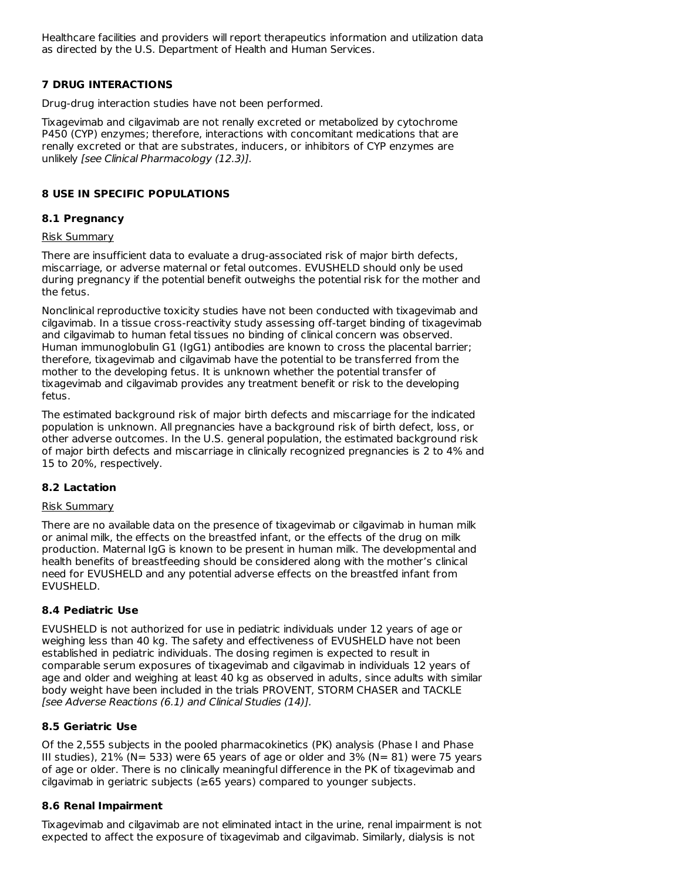Healthcare facilities and providers will report therapeutics information and utilization data as directed by the U.S. Department of Health and Human Services.

## 7 DRUG INTERACTIONS

Drug-drug interaction studies have not been performed.

Tixagevimab and cilgavimab are not renally excreted or metabolized by cytochrome P450 (CYP) enzymes; therefore, interactions with concomitant medications that are renally excreted or that are substrates, inducers, or inhibitors of CYP enzymes are unlikely *[see Clinical Pharmacology (12.3)].*

## 8 USE IN SPECIFIC POPULATIONS

### 8.1 Pregnancy

Risk Summary

There are insufficient data to evaluate a drug-associated risk of major birth defects, miscarriage, or adverse maternal or fetal outcomes. EVUSHELD should only be used during pregnancy if the potential benefit outweighs the potential risk for the mother and the fetus.

Nonclinical reproductive toxicity studies have not been conducted with tixagevimab and cilgavimab. In a tissue cross-reactivity study assessing off-target binding of tixagevimab and cilgavimab to human fetal tissues no binding of clinical concern was observed. Human immunoglobulin G1 (IgG1) antibodies are known to cross the placental barrier; therefore, tixagevimab and cilgavimab have the potential to be transferred from the mother to the developing fetus. It is unknown whether the potential transfer of tixagevimab and cilgavimab provides any treatment benefit or risk to the developing fetus.

The estimated background risk of major birth defects and miscarriage for the indicated population is unknown. All pregnancies have a background risk of birth defect, loss, or other adverse outcomes. In the U.S. general population, the estimated background risk of major birth defects and miscarriage in clinically recognized pregnancies is 2 to 4% and 15 to 20%, respectively.

### 8.2 Lactation

Risk Summary

There are no available data on the presence of tixagevimab or cilgavimab in human milk or animal milk, the effects on the breastfed infant, or the effects of the drug on milk production. Maternal IgG is known to be present in human milk. The developmental and health benefits of breastfeeding should be considered along with the mother's clinical need for EVUSHELD and any potential adverse effects on the breastfed infant from EVUSHELD.

### 8.4 Pediatric Use

EVUSHELD is not authorized for use in pediatric individuals under 12 years of age or weighing less than 40 kg. The safety and effectiveness of EVUSHELD have not been established in pediatric individuals. The dosing regimen is expected to result in comparable serum exposures of tixagevimab and cilgavimab in individuals 12 years of age and older and weighing at least 40 kg as observed in adults, since adults with similar body weight have been included in the trials PROVENT, STORM CHASER and TACKLE *[see Adverse Reactions (6.1) and Clinical Studies (14)].*

### 8.5 Geriatric Use

Of the 2,555 subjects in the pooled pharmacokinetics (PK) analysis (Phase I and Phase III studies), 21% (N= 533) were 65 years of age or older and 3% (N= 81) were 75 years of age or older. There is no clinically meaningful difference in the PK of tixagevimab and cilgavimab in geriatric subjects (≥65 years) compared to younger subjects.

### 8.6 Renal Impairment

Tixagevimab and cilgavimab are not eliminated intact in the urine, renal impairment is not expected to affect the exposure of tixagevimab and cilgavimab. Similarly, dialysis is not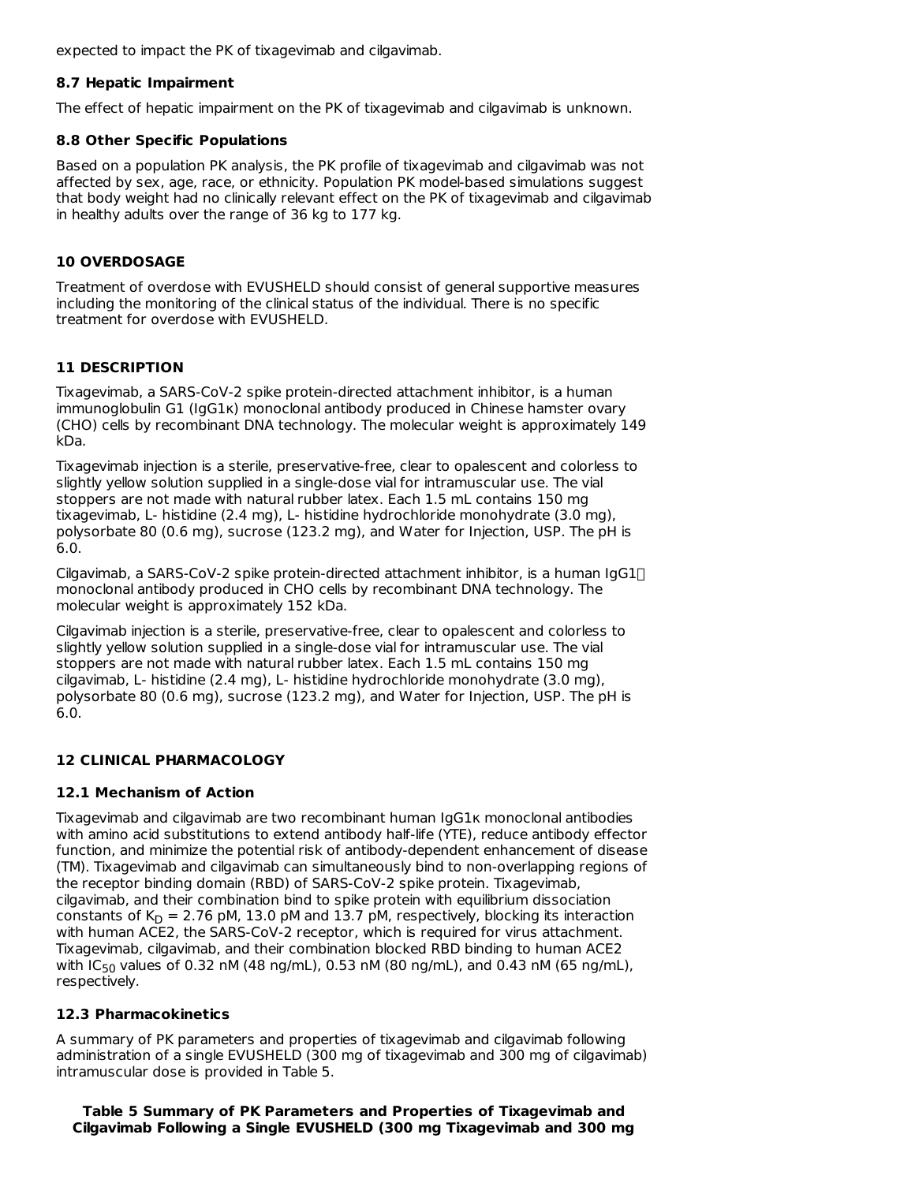expected to impact the PK of tixagevimab and cilgavimab.

### 8.7 Hepatic Impairment

The effect of hepatic impairment on the PK of tixagevimab and cilgavimab is unknown.

### 8.8 Other Specific Populations

Based on a population PK analysis, the PK profile of tixagevimab and cilgavimab was not affected by sex, age, race, or ethnicity. Population PK model-based simulations suggest that body weight had no clinically relevant effect on the PK of tixagevimab and cilgavimab in healthy adults over the range of 36 kg to 177 kg.

## 10 OVERDOSAGE

Treatment of overdose with EVUSHELD should consist of general supportive measures including the monitoring of the clinical status of the individual. There is no specific treatment for overdose with EVUSHELD.

## 11 DESCRIPTION

Tixagevimab, a SARS-CoV-2 spike protein-directed attachment inhibitor, is a human immunoglobulin G1 (IgG1κ) monoclonal antibody produced in Chinese hamster ovary (CHO) cells by recombinant DNA technology. The molecular weight is approximately 149 kDa.

Tixagevimab injection is a sterile, preservative-free, clear to opalescent and colorless to slightly yellow solution supplied in a single-dose vial for intramuscular use. The vial stoppers are not made with natural rubber latex. Each 1.5 mL contains 150 mg tixagevimab, L- histidine (2.4 mg), L- histidine hydrochloride monohydrate (3.0 mg), polysorbate 80 (0.6 mg), sucrose (123.2 mg), and Water for Injection, USP. The pH is 6.0.

Cilgavimab, a SARS-CoV-2 spike protein-directed attachment inhibitor, is a human IgG1 monoclonal antibody produced in CHO cells by recombinant DNA technology. The molecular weight is approximately 152 kDa.

Cilgavimab injection is a sterile, preservative-free, clear to opalescent and colorless to slightly yellow solution supplied in a single-dose vial for intramuscular use. The vial stoppers are not made with natural rubber latex. Each 1.5 mL contains 150 mg cilgavimab, L- histidine (2.4 mg), L- histidine hydrochloride monohydrate (3.0 mg), polysorbate 80 (0.6 mg), sucrose (123.2 mg), and Water for Injection, USP. The pH is 6.0.

## 12 CLINICAL PHARMACOLOGY

### 12.1 Mechanism of Action

Tixagevimab and cilgavimab are two recombinant human IgG1κ monoclonal antibodies with amino acid substitutions to extend antibody half-life (YTE), reduce antibody effector function, and minimize the potential risk of antibody-dependent enhancement of disease (TM). Tixagevimab and cilgavimab can simultaneously bind to non-overlapping regions of the receptor binding domain (RBD) of SARS-CoV-2 spike protein. Tixagevimab, cilgavimab, and their combination bind to spike protein with equilibrium dissociation constants of $K_D$ = 2.76 pM, 13.0 pM and 13.7 pM, respectively, blocking its interaction with human ACE2, the SARS-CoV-2 receptor, which is required for virus attachment. Tixagevimab, cilgavimab, and their combination blocked RBD binding to human ACE2 with $IC_{50}$ values of 0.32 nM (48 ng/mL), 0.53 nM (80 ng/mL), and 0.43 nM (65 ng/mL), respectively.

### 12.3 Pharmacokinetics

A summary of PK parameters and properties of tixagevimab and cilgavimab following administration of a single EVUSHELD (300 mg of tixagevimab and 300 mg of cilgavimab) intramuscular dose is provided in Table 5.

**Table 5 Summary of PK Parameters and Properties of Tixagevimab and Cilgavimab Following a Single EVUSHELD (300 mg Tixagevimab and 300 mg**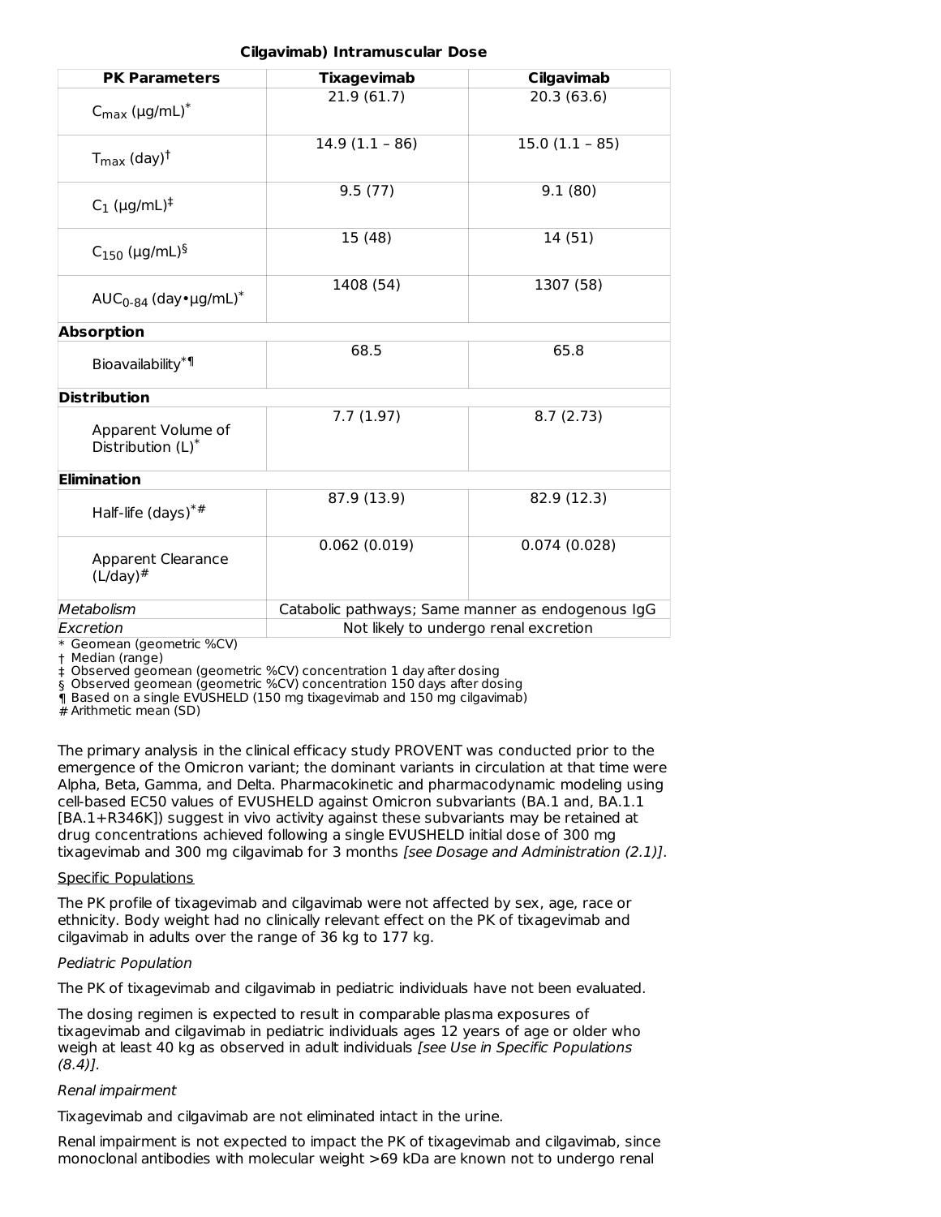**Cilgavimab) Intramuscular Dose**

| PK Parameters | Tixagevimab | Cilgavimab |
| --- | --- | --- |
| $C_{max}$ (µg/mL)* | 21.9 (61.7) | 20.3 (63.6) |
| $T_{max}$ (day)† | 14.9 (1.1 – 86) | 15.0 (1.1 – 85) |
| $C_1$ (µg/mL)‡ | 9.5 (77) | 9.1 (80) |
| $C_{150}$ (µg/mL)§ | 15 (48) | 14 (51) |
| $AUC_{0-84}$ (day•µg/mL)* | 1408 (54) | 1307 (58) |
| **Absorption** | | |
| Bioavailability*¶ | 68.5 | 65.8 |
| **Distribution** | | |
| Apparent Volume of Distribution (L)* | 7.7 (1.97) | 8.7 (2.73) |
| **Elimination** | | |
| Half-life (days)*# | 87.9 (13.9) | 82.9 (12.3) |
| Apparent Clearance (L/day)# | 0.062 (0.019) | 0.074 (0.028) |
| *Metabolism* | Catabolic pathways; Same manner as endogenous IgG | |
| *Excretion* | Not likely to undergo renal excretion | |

\* Geomean (geometric %CV)
† Median (range)
‡ Observed geomean (geometric %CV) concentration 1 day after dosing
§ Observed geomean (geometric %CV) concentration 150 days after dosing
¶ Based on a single EVUSHELD (150 mg tixagevimab and 150 mg cilgavimab)
\# Arithmetic mean (SD)

The primary analysis in the clinical efficacy study PROVENT was conducted prior to the emergence of the Omicron variant; the dominant variants in circulation at that time were Alpha, Beta, Gamma, and Delta. Pharmacokinetic and pharmacodynamic modeling using cell-based EC50 values of EVUSHELD against Omicron subvariants (BA.1 and, BA.1.1 [BA.1+R346K]) suggest in vivo activity against these subvariants may be retained at drug concentrations achieved following a single EVUSHELD initial dose of 300 mg tixagevimab and 300 mg cilgavimab for 3 months *[see Dosage and Administration (2.1)]*.

Specific Populations

The PK profile of tixagevimab and cilgavimab were not affected by sex, age, race or ethnicity. Body weight had no clinically relevant effect on the PK of tixagevimab and cilgavimab in adults over the range of 36 kg to 177 kg.

*Pediatric Population*

The PK of tixagevimab and cilgavimab in pediatric individuals have not been evaluated.

The dosing regimen is expected to result in comparable plasma exposures of tixagevimab and cilgavimab in pediatric individuals ages 12 years of age or older who weigh at least 40 kg as observed in adult individuals *[see Use in Specific Populations (8.4)]*.

*Renal impairment*

Tixagevimab and cilgavimab are not eliminated intact in the urine.

Renal impairment is not expected to impact the PK of tixagevimab and cilgavimab, since monoclonal antibodies with molecular weight >69 kDa are known not to undergo renal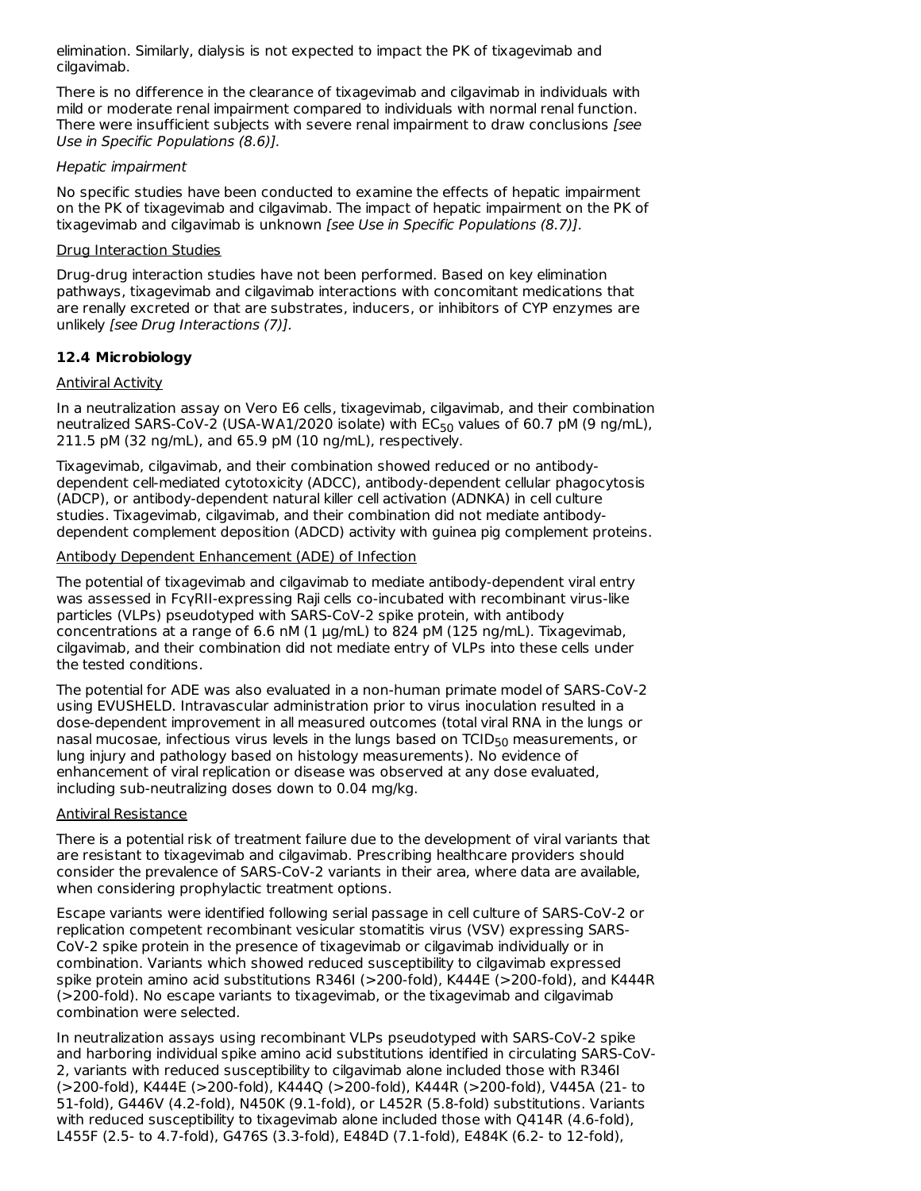elimination. Similarly, dialysis is not expected to impact the PK of tixagevimab and cilgavimab.

There is no difference in the clearance of tixagevimab and cilgavimab in individuals with mild or moderate renal impairment compared to individuals with normal renal function. There were insufficient subjects with severe renal impairment to draw conclusions *[see Use in Specific Populations (8.6)]*.

*Hepatic impairment*

No specific studies have been conducted to examine the effects of hepatic impairment on the PK of tixagevimab and cilgavimab. The impact of hepatic impairment on the PK of tixagevimab and cilgavimab is unknown *[see Use in Specific Populations (8.7)]*.

Drug Interaction Studies

Drug-drug interaction studies have not been performed. Based on key elimination pathways, tixagevimab and cilgavimab interactions with concomitant medications that are renally excreted or that are substrates, inducers, or inhibitors of CYP enzymes are unlikely *[see Drug Interactions (7)]*.

### 12.4 Microbiology

Antiviral Activity

In a neutralization assay on Vero E6 cells, tixagevimab, cilgavimab, and their combination neutralized SARS-CoV-2 (USA-WA1/2020 isolate) with $EC_{50}$ values of 60.7 pM (9 ng/mL), 211.5 pM (32 ng/mL), and 65.9 pM (10 ng/mL), respectively.

Tixagevimab, cilgavimab, and their combination showed reduced or no antibody-dependent cell-mediated cytotoxicity (ADCC), antibody-dependent cellular phagocytosis (ADCP), or antibody-dependent natural killer cell activation (ADNKA) in cell culture studies. Tixagevimab, cilgavimab, and their combination did not mediate antibody-dependent complement deposition (ADCD) activity with guinea pig complement proteins.

Antibody Dependent Enhancement (ADE) of Infection

The potential of tixagevimab and cilgavimab to mediate antibody-dependent viral entry was assessed in FcγRII-expressing Raji cells co-incubated with recombinant virus-like particles (VLPs) pseudotyped with SARS-CoV-2 spike protein, with antibody concentrations at a range of 6.6 nM (1 µg/mL) to 824 pM (125 ng/mL). Tixagevimab, cilgavimab, and their combination did not mediate entry of VLPs into these cells under the tested conditions.

The potential for ADE was also evaluated in a non-human primate model of SARS-CoV-2 using EVUSHELD. Intravascular administration prior to virus inoculation resulted in a dose-dependent improvement in all measured outcomes (total viral RNA in the lungs or nasal mucosae, infectious virus levels in the lungs based on $TCID_{50}$ measurements, or lung injury and pathology based on histology measurements). No evidence of enhancement of viral replication or disease was observed at any dose evaluated, including sub-neutralizing doses down to 0.04 mg/kg.

Antiviral Resistance

There is a potential risk of treatment failure due to the development of viral variants that are resistant to tixagevimab and cilgavimab. Prescribing healthcare providers should consider the prevalence of SARS-CoV-2 variants in their area, where data are available, when considering prophylactic treatment options.

Escape variants were identified following serial passage in cell culture of SARS-CoV-2 or replication competent recombinant vesicular stomatitis virus (VSV) expressing SARS-CoV-2 spike protein in the presence of tixagevimab or cilgavimab individually or in combination. Variants which showed reduced susceptibility to cilgavimab expressed spike protein amino acid substitutions R346I (>200-fold), K444E (>200-fold), and K444R (>200-fold). No escape variants to tixagevimab, or the tixagevimab and cilgavimab combination were selected.

In neutralization assays using recombinant VLPs pseudotyped with SARS-CoV-2 spike and harboring individual spike amino acid substitutions identified in circulating SARS-CoV-2, variants with reduced susceptibility to cilgavimab alone included those with R346I (>200-fold), K444E (>200-fold), K444Q (>200-fold), K444R (>200-fold), V445A (21- to 51-fold), G446V (4.2-fold), N450K (9.1-fold), or L452R (5.8-fold) substitutions. Variants with reduced susceptibility to tixagevimab alone included those with Q414R (4.6-fold), L455F (2.5- to 4.7-fold), G476S (3.3-fold), E484D (7.1-fold), E484K (6.2- to 12-fold),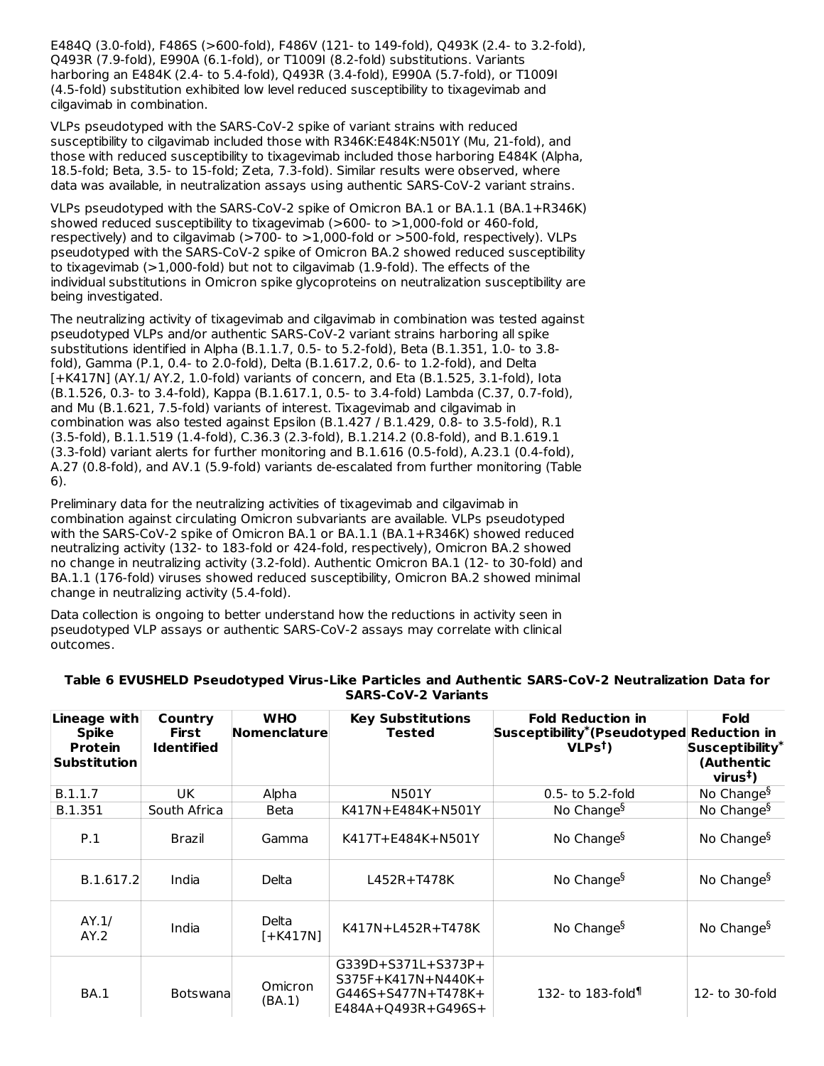E484Q (3.0-fold), F486S (>600-fold), F486V (121- to 149-fold), Q493K (2.4- to 3.2-fold), Q493R (7.9-fold), E990A (6.1-fold), or T1009I (8.2-fold) substitutions. Variants harboring an E484K (2.4- to 5.4-fold), Q493R (3.4-fold), E990A (5.7-fold), or T1009I (4.5-fold) substitution exhibited low level reduced susceptibility to tixagevimab and cilgavimab in combination.

VLPs pseudotyped with the SARS-CoV-2 spike of variant strains with reduced susceptibility to cilgavimab included those with R346K:E484K:N501Y (Mu, 21-fold), and those with reduced susceptibility to tixagevimab included those harboring E484K (Alpha, 18.5-fold; Beta, 3.5- to 15-fold; Zeta, 7.3-fold). Similar results were observed, where data was available, in neutralization assays using authentic SARS-CoV-2 variant strains.

VLPs pseudotyped with the SARS-CoV-2 spike of Omicron BA.1 or BA.1.1 (BA.1+R346K) showed reduced susceptibility to tixagevimab (>600- to >1,000-fold or 460-fold, respectively) and to cilgavimab (>700- to >1,000-fold or >500-fold, respectively). VLPs pseudotyped with the SARS-CoV-2 spike of Omicron BA.2 showed reduced susceptibility to tixagevimab (>1,000-fold) but not to cilgavimab (1.9-fold). The effects of the individual substitutions in Omicron spike glycoproteins on neutralization susceptibility are being investigated.

The neutralizing activity of tixagevimab and cilgavimab in combination was tested against pseudotyped VLPs and/or authentic SARS-CoV-2 variant strains harboring all spike substitutions identified in Alpha (B.1.1.7, 0.5- to 5.2-fold), Beta (B.1.351, 1.0- to 3.8-fold), Gamma (P.1, 0.4- to 2.0-fold), Delta (B.1.617.2, 0.6- to 1.2-fold), and Delta [+K417N] (AY.1/ AY.2, 1.0-fold) variants of concern, and Eta (B.1.525, 3.1-fold), Iota (B.1.526, 0.3- to 3.4-fold), Kappa (B.1.617.1, 0.5- to 3.4-fold) Lambda (C.37, 0.7-fold), and Mu (B.1.621, 7.5-fold) variants of interest. Tixagevimab and cilgavimab in combination was also tested against Epsilon (B.1.427 / B.1.429, 0.8- to 3.5-fold), R.1 (3.5-fold), B.1.1.519 (1.4-fold), C.36.3 (2.3-fold), B.1.214.2 (0.8-fold), and B.1.619.1 (3.3-fold) variant alerts for further monitoring and B.1.616 (0.5-fold), A.23.1 (0.4-fold), A.27 (0.8-fold), and AV.1 (5.9-fold) variants de-escalated from further monitoring (Table 6).

Preliminary data for the neutralizing activities of tixagevimab and cilgavimab in combination against circulating Omicron subvariants are available. VLPs pseudotyped with the SARS-CoV-2 spike of Omicron BA.1 or BA.1.1 (BA.1+R346K) showed reduced neutralizing activity (132- to 183-fold or 424-fold, respectively), Omicron BA.2 showed no change in neutralizing activity (3.2-fold). Authentic Omicron BA.1 (12- to 30-fold) and BA.1.1 (176-fold) viruses showed reduced susceptibility, Omicron BA.2 showed minimal change in neutralizing activity (5.4-fold).

Data collection is ongoing to better understand how the reductions in activity seen in pseudotyped VLP assays or authentic SARS-CoV-2 assays may correlate with clinical outcomes.

**Table 6 EVUSHELD Pseudotyped Virus-Like Particles and Authentic SARS-CoV-2 Neutralization Data for SARS-CoV-2 Variants**

| Lineage with Spike Protein Substitution | Country First Identified | WHO Nomenclature | Key Substitutions Tested | Fold Reduction in Susceptibility* (Pseudotyped VLPs†) | Fold Reduction in Susceptibility* (Authentic virus‡) |
|---|---|---|---|---|---|
| B.1.1.7 | UK | Alpha | N501Y | 0.5- to 5.2-fold | No Change§ |
| B.1.351 | South Africa | Beta | K417N+E484K+N501Y | No Change§ | No Change§ |
| P.1 | Brazil | Gamma | K417T+E484K+N501Y | No Change§ | No Change§ |
| B.1.617.2 | India | Delta | L452R+T478K | No Change§ | No Change§ |
| AY.1/ AY.2 | India | Delta [+K417N] | K417N+L452R+T478K | No Change§ | No Change§ |
| BA.1 | Botswana | Omicron (BA.1) | G339D+S371L+S373P+ S375F+K417N+N440K+ G446S+S477N+T478K+ E484A+Q493R+G496S+ | 132- to 183-fold¶ | 12- to 30-fold |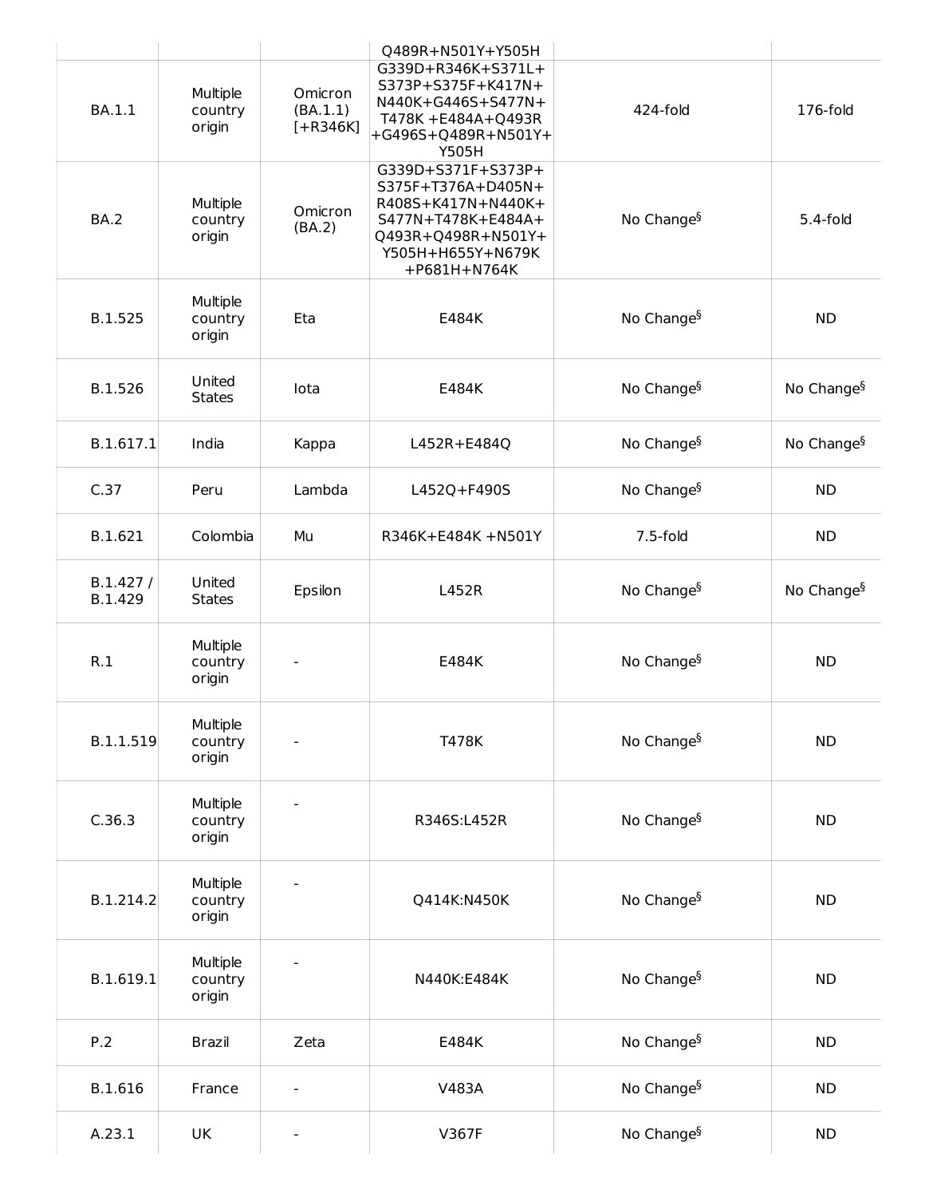| | | | | | |
|---|---|---|---|---|---|
| | | | Q489R+N501Y+Y505H | | |
| BA.1.1 | Multiple country origin | Omicron (BA.1.1) [+R346K] | G339D+R346K+S371L+ S373P+S375F+K417N+ N440K+G446S+S477N+ T478K +E484A+Q493R +G496S+Q489R+N501Y+ Y505H | 424-fold | 176-fold |
| BA.2 | Multiple country origin | Omicron (BA.2) | G339D+S371F+S373P+ S375F+T376A+D405N+ R408S+K417N+N440K+ S477N+T478K+E484A+ Q493R+Q498R+N501Y+ Y505H+H655Y+N679K +P681H+N764K | No Change§ | 5.4-fold |
| B.1.525 | Multiple country origin | Eta | E484K | No Change§ | ND |
| B.1.526 | United States | Iota | E484K | No Change§ | No Change§ |
| B.1.617.1 | India | Kappa | L452R+E484Q | No Change§ | No Change§ |
| C.37 | Peru | Lambda | L452Q+F490S | No Change§ | ND |
| B.1.621 | Colombia | Mu | R346K+E484K +N501Y | 7.5-fold | ND |
| B.1.427 / B.1.429 | United States | Epsilon | L452R | No Change§ | No Change§ |
| R.1 | Multiple country origin | - | E484K | No Change§ | ND |
| B.1.1.519 | Multiple country origin | - | T478K | No Change§ | ND |
| C.36.3 | Multiple country origin | - | R346S:L452R | No Change§ | ND |
| B.1.214.2 | Multiple country origin | - | Q414K:N450K | No Change§ | ND |
| B.1.619.1 | Multiple country origin | - | N440K:E484K | No Change§ | ND |
| P.2 | Brazil | Zeta | E484K | No Change§ | ND |
| B.1.616 | France | - | V483A | No Change§ | ND |
| A.23.1 | UK | - | V367F | No Change§ | ND |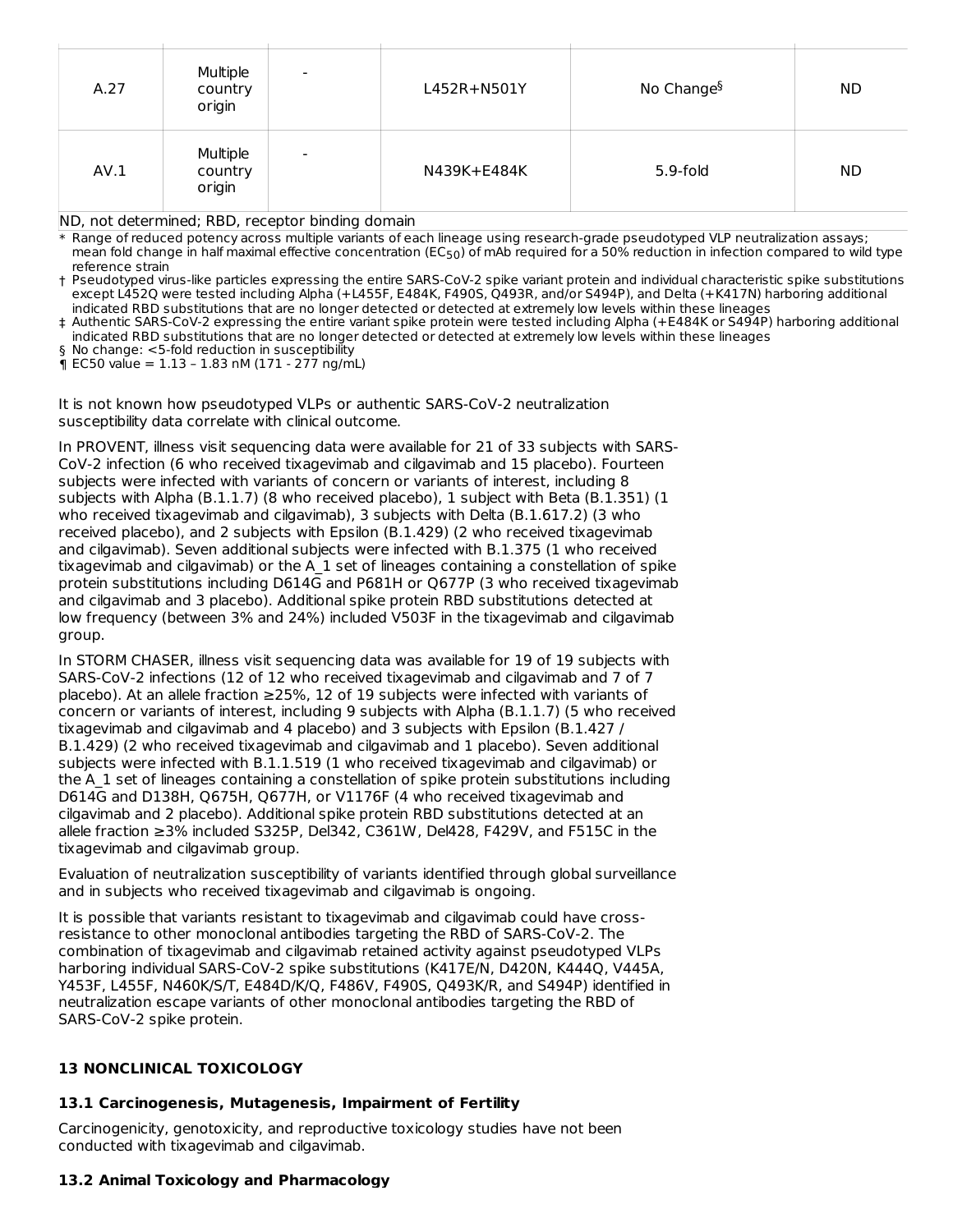| | | | | | |
|---|---|---|---|---|---|
| A.27 | Multiple country origin | - | L452R+N501Y | No Change[§] | ND |
| AV.1 | Multiple country origin | - | N439K+E484K | 5.9-fold | ND |

ND, not determined; RBD, receptor binding domain

\* Range of reduced potency across multiple variants of each lineage using research-grade pseudotyped VLP neutralization assays; mean fold change in half maximal effective concentration ($EC_{50}$) of mAb required for a 50% reduction in infection compared to wild type reference strain

† Pseudotyped virus-like particles expressing the entire SARS-CoV-2 spike variant protein and individual characteristic spike substitutions except L452Q were tested including Alpha (+L455F, E484K, F490S, Q493R, and/or S494P), and Delta (+K417N) harboring additional indicated RBD substitutions that are no longer detected or detected at extremely low levels within these lineages

‡ Authentic SARS-CoV-2 expressing the entire variant spike protein were tested including Alpha (+E484K or S494P) harboring additional indicated RBD substitutions that are no longer detected or detected at extremely low levels within these lineages

§ No change: <5-fold reduction in susceptibility

¶ EC50 value = 1.13 – 1.83 nM (171 - 277 ng/mL)

It is not known how pseudotyped VLPs or authentic SARS-CoV-2 neutralization susceptibility data correlate with clinical outcome.

In PROVENT, illness visit sequencing data were available for 21 of 33 subjects with SARS-CoV-2 infection (6 who received tixagevimab and cilgavimab and 15 placebo). Fourteen subjects were infected with variants of concern or variants of interest, including 8 subjects with Alpha (B.1.1.7) (8 who received placebo), 1 subject with Beta (B.1.351) (1 who received tixagevimab and cilgavimab), 3 subjects with Delta (B.1.617.2) (3 who received placebo), and 2 subjects with Epsilon (B.1.429) (2 who received tixagevimab and cilgavimab). Seven additional subjects were infected with B.1.375 (1 who received tixagevimab and cilgavimab) or the A_1 set of lineages containing a constellation of spike protein substitutions including D614G and P681H or Q677P (3 who received tixagevimab and cilgavimab and 3 placebo). Additional spike protein RBD substitutions detected at low frequency (between 3% and 24%) included V503F in the tixagevimab and cilgavimab group.

In STORM CHASER, illness visit sequencing data was available for 19 of 19 subjects with SARS-CoV-2 infections (12 of 12 who received tixagevimab and cilgavimab and 7 of 7 placebo). At an allele fraction ≥25%, 12 of 19 subjects were infected with variants of concern or variants of interest, including 9 subjects with Alpha (B.1.1.7) (5 who received tixagevimab and cilgavimab and 4 placebo) and 3 subjects with Epsilon (B.1.427 / B.1.429) (2 who received tixagevimab and cilgavimab and 1 placebo). Seven additional subjects were infected with B.1.1.519 (1 who received tixagevimab and cilgavimab) or the A_1 set of lineages containing a constellation of spike protein substitutions including D614G and D138H, Q675H, Q677H, or V1176F (4 who received tixagevimab and cilgavimab and 2 placebo). Additional spike protein RBD substitutions detected at an allele fraction ≥3% included S325P, Del342, C361W, Del428, F429V, and F515C in the tixagevimab and cilgavimab group.

Evaluation of neutralization susceptibility of variants identified through global surveillance and in subjects who received tixagevimab and cilgavimab is ongoing.

It is possible that variants resistant to tixagevimab and cilgavimab could have cross-resistance to other monoclonal antibodies targeting the RBD of SARS-CoV-2. The combination of tixagevimab and cilgavimab retained activity against pseudotyped VLPs harboring individual SARS-CoV-2 spike substitutions (K417E/N, D420N, K444Q, V445A, Y453F, L455F, N460K/S/T, E484D/K/Q, F486V, F490S, Q493K/R, and S494P) identified in neutralization escape variants of other monoclonal antibodies targeting the RBD of SARS-CoV-2 spike protein.

## 13 NONCLINICAL TOXICOLOGY

### 13.1 Carcinogenesis, Mutagenesis, Impairment of Fertility

Carcinogenicity, genotoxicity, and reproductive toxicology studies have not been conducted with tixagevimab and cilgavimab.

### 13.2 Animal Toxicology and Pharmacology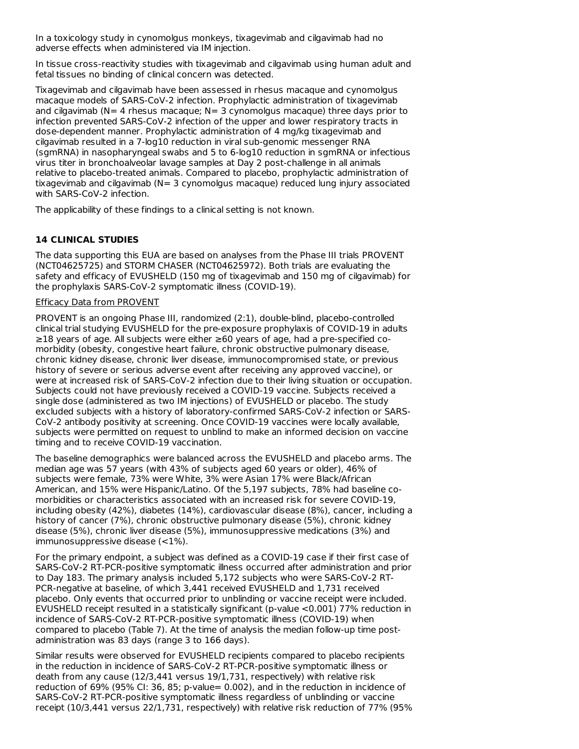In a toxicology study in cynomolgus monkeys, tixagevimab and cilgavimab had no adverse effects when administered via IM injection.

In tissue cross-reactivity studies with tixagevimab and cilgavimab using human adult and fetal tissues no binding of clinical concern was detected.

Tixagevimab and cilgavimab have been assessed in rhesus macaque and cynomolgus macaque models of SARS-CoV-2 infection. Prophylactic administration of tixagevimab and cilgavimab (N= 4 rhesus macaque; N= 3 cynomolgus macaque) three days prior to infection prevented SARS-CoV-2 infection of the upper and lower respiratory tracts in dose-dependent manner. Prophylactic administration of 4 mg/kg tixagevimab and cilgavimab resulted in a 7-log10 reduction in viral sub-genomic messenger RNA (sgmRNA) in nasopharyngeal swabs and 5 to 6-log10 reduction in sgmRNA or infectious virus titer in bronchoalveolar lavage samples at Day 2 post-challenge in all animals relative to placebo-treated animals. Compared to placebo, prophylactic administration of tixagevimab and cilgavimab (N= 3 cynomolgus macaque) reduced lung injury associated with SARS-CoV-2 infection.

The applicability of these findings to a clinical setting is not known.

## 14 CLINICAL STUDIES

The data supporting this EUA are based on analyses from the Phase III trials PROVENT (NCT04625725) and STORM CHASER (NCT04625972). Both trials are evaluating the safety and efficacy of EVUSHELD (150 mg of tixagevimab and 150 mg of cilgavimab) for the prophylaxis SARS-CoV-2 symptomatic illness (COVID-19).

Efficacy Data from PROVENT

PROVENT is an ongoing Phase III, randomized (2:1), double-blind, placebo-controlled clinical trial studying EVUSHELD for the pre-exposure prophylaxis of COVID-19 in adults ≥18 years of age. All subjects were either ≥60 years of age, had a pre-specified co-morbidity (obesity, congestive heart failure, chronic obstructive pulmonary disease, chronic kidney disease, chronic liver disease, immunocompromised state, or previous history of severe or serious adverse event after receiving any approved vaccine), or were at increased risk of SARS-CoV-2 infection due to their living situation or occupation. Subjects could not have previously received a COVID-19 vaccine. Subjects received a single dose (administered as two IM injections) of EVUSHELD or placebo. The study excluded subjects with a history of laboratory-confirmed SARS-CoV-2 infection or SARS-CoV-2 antibody positivity at screening. Once COVID-19 vaccines were locally available, subjects were permitted on request to unblind to make an informed decision on vaccine timing and to receive COVID-19 vaccination.

The baseline demographics were balanced across the EVUSHELD and placebo arms. The median age was 57 years (with 43% of subjects aged 60 years or older), 46% of subjects were female, 73% were White, 3% were Asian 17% were Black/African American, and 15% were Hispanic/Latino. Of the 5,197 subjects, 78% had baseline co-morbidities or characteristics associated with an increased risk for severe COVID-19, including obesity (42%), diabetes (14%), cardiovascular disease (8%), cancer, including a history of cancer (7%), chronic obstructive pulmonary disease (5%), chronic kidney disease (5%), chronic liver disease (5%), immunosuppressive medications (3%) and immunosuppressive disease (<1%).

For the primary endpoint, a subject was defined as a COVID-19 case if their first case of SARS-CoV-2 RT-PCR-positive symptomatic illness occurred after administration and prior to Day 183. The primary analysis included 5,172 subjects who were SARS-CoV-2 RT-PCR-negative at baseline, of which 3,441 received EVUSHELD and 1,731 received placebo. Only events that occurred prior to unblinding or vaccine receipt were included. EVUSHELD receipt resulted in a statistically significant (p-value <0.001) 77% reduction in incidence of SARS-CoV-2 RT-PCR-positive symptomatic illness (COVID-19) when compared to placebo (Table 7). At the time of analysis the median follow-up time post-administration was 83 days (range 3 to 166 days).

Similar results were observed for EVUSHELD recipients compared to placebo recipients in the reduction in incidence of SARS-CoV-2 RT-PCR-positive symptomatic illness or death from any cause (12/3,441 versus 19/1,731, respectively) with relative risk reduction of 69% (95% CI: 36, 85; p-value= 0.002), and in the reduction in incidence of SARS-CoV-2 RT-PCR-positive symptomatic illness regardless of unblinding or vaccine receipt (10/3,441 versus 22/1,731, respectively) with relative risk reduction of 77% (95%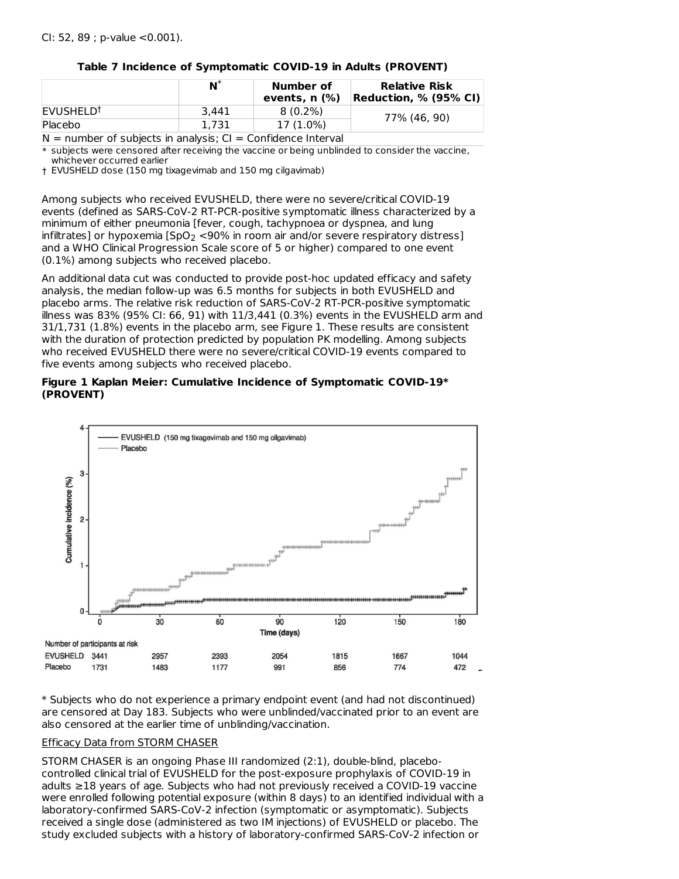CI: 52, 89 ; p-value <0.001).

**Table 7 Incidence of Symptomatic COVID-19 in Adults (PROVENT)**

| | N* | Number of events, n (%) | Relative Risk Reduction, % (95% CI) |
|---|---|---|---|
| EVUSHELD† | 3,441 | 8 (0.2%) | 77% (46, 90) |
| Placebo | 1,731 | 17 (1.0%) | |

N = number of subjects in analysis; CI = Confidence Interval

\* subjects were censored after receiving the vaccine or being unblinded to consider the vaccine, whichever occurred earlier

† EVUSHELD dose (150 mg tixagevimab and 150 mg cilgavimab)

Among subjects who received EVUSHELD, there were no severe/critical COVID-19 events (defined as SARS-CoV-2 RT-PCR-positive symptomatic illness characterized by a minimum of either pneumonia [fever, cough, tachypnoea or dyspnea, and lung infiltrates] or hypoxemia [$SpO_2$ <90% in room air and/or severe respiratory distress] and a WHO Clinical Progression Scale score of 5 or higher) compared to one event (0.1%) among subjects who received placebo.

An additional data cut was conducted to provide post-hoc updated efficacy and safety analysis, the median follow-up was 6.5 months for subjects in both EVUSHELD and placebo arms. The relative risk reduction of SARS-CoV-2 RT-PCR-positive symptomatic illness was 83% (95% CI: 66, 91) with 11/3,441 (0.3%) events in the EVUSHELD arm and 31/1,731 (1.8%) events in the placebo arm, see Figure 1. These results are consistent with the duration of protection predicted by population PK modelling. Among subjects who received EVUSHELD there were no severe/critical COVID-19 events compared to five events among subjects who received placebo.

**Figure 1 Kaplan Meier: Cumulative Incidence of Symptomatic COVID-19* (PROVENT)**

EVUSHELD (150 mg tixagevimab and 150 mg cilgavimab)
Placebo
Cumulative incidence (%)
0
1
2
3
4
Time (days)
0 30 60 90 120 150 180
Number of participants at risk
EVUSHELD 3441 2957 2393 2054 1815 1667 1044
Placebo 1731 1483 1177 991 856 774 472

\* Subjects who do not experience a primary endpoint event (and had not discontinued) are censored at Day 183. Subjects who were unblinded/vaccinated prior to an event are also censored at the earlier time of unblinding/vaccination.

Efficacy Data from STORM CHASER

STORM CHASER is an ongoing Phase III randomized (2:1), double-blind, placebo-controlled clinical trial of EVUSHELD for the post-exposure prophylaxis of COVID-19 in adults ≥18 years of age. Subjects who had not previously received a COVID-19 vaccine were enrolled following potential exposure (within 8 days) to an identified individual with a laboratory-confirmed SARS-CoV-2 infection (symptomatic or asymptomatic). Subjects received a single dose (administered as two IM injections) of EVUSHELD or placebo. The study excluded subjects with a history of laboratory-confirmed SARS-CoV-2 infection or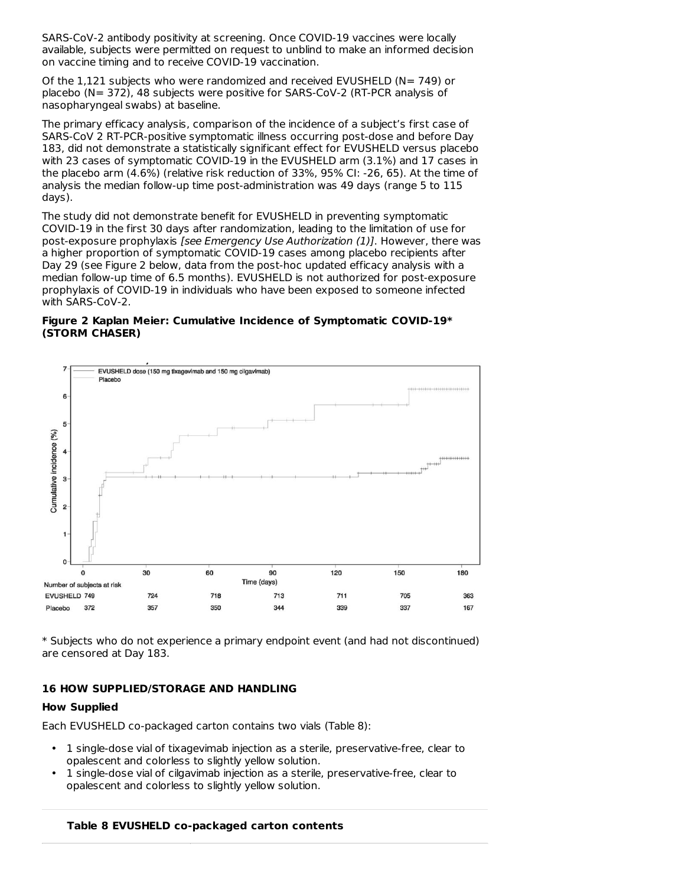SARS-CoV-2 antibody positivity at screening. Once COVID-19 vaccines were locally available, subjects were permitted on request to unblind to make an informed decision on vaccine timing and to receive COVID-19 vaccination.

Of the 1,121 subjects who were randomized and received EVUSHELD (N= 749) or placebo (N= 372), 48 subjects were positive for SARS-CoV-2 (RT-PCR analysis of nasopharyngeal swabs) at baseline.

The primary efficacy analysis, comparison of the incidence of a subject's first case of SARS-CoV 2 RT-PCR-positive symptomatic illness occurring post-dose and before Day 183, did not demonstrate a statistically significant effect for EVUSHELD versus placebo with 23 cases of symptomatic COVID-19 in the EVUSHELD arm (3.1%) and 17 cases in the placebo arm (4.6%) (relative risk reduction of 33%, 95% CI: -26, 65). At the time of analysis the median follow-up time post-administration was 49 days (range 5 to 115 days).

The study did not demonstrate benefit for EVUSHELD in preventing symptomatic COVID-19 in the first 30 days after randomization, leading to the limitation of use for post-exposure prophylaxis *[see Emergency Use Authorization (1)]*. However, there was a higher proportion of symptomatic COVID-19 cases among placebo recipients after Day 29 (see Figure 2 below, data from the post-hoc updated efficacy analysis with a median follow-up time of 6.5 months). EVUSHELD is not authorized for post-exposure prophylaxis of COVID-19 in individuals who have been exposed to someone infected with SARS-CoV-2.

**Figure 2 Kaplan Meier: Cumulative Incidence of Symptomatic COVID-19* (STORM CHASER)**

EVUSHELD dose (150 mg tixagevimab and 150 mg cilgavimab)
Placebo

Cumulative incidence (%)
0 1 2 3 4 5 6 7

Time (days)
0 30 60 90 120 150 180

Number of subjects at risk
EVUSHELD 749 724 718 713 711 705 363
Placebo 372 357 350 344 339 337 167

\* Subjects who do not experience a primary endpoint event (and had not discontinued) are censored at Day 183.

## 16 HOW SUPPLIED/STORAGE AND HANDLING

### How Supplied

Each EVUSHELD co-packaged carton contains two vials (Table 8):

- 1 single-dose vial of tixagevimab injection as a sterile, preservative-free, clear to opalescent and colorless to slightly yellow solution.
- 1 single-dose vial of cilgavimab injection as a sterile, preservative-free, clear to opalescent and colorless to slightly yellow solution.

**Table 8 EVUSHELD co-packaged carton contents**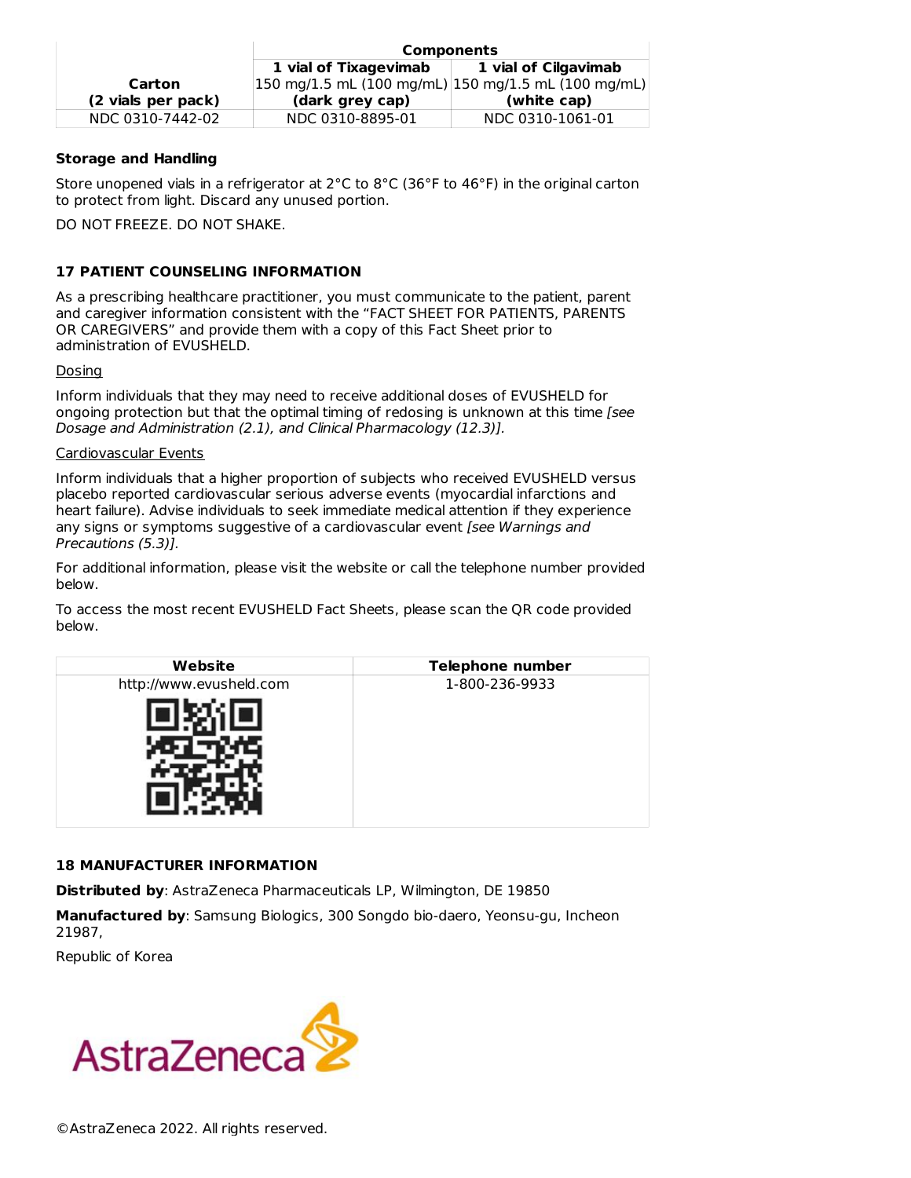| Carton (2 vials per pack) | Components | |
|---|---|---|
| | 1 vial of Tixagevimab 150 mg/1.5 mL (100 mg/mL) (dark grey cap) | 1 vial of Cilgavimab 150 mg/1.5 mL (100 mg/mL) (white cap) |
| NDC 0310-7442-02 | NDC 0310-8895-01 | NDC 0310-1061-01 |

**Storage and Handling**

Store unopened vials in a refrigerator at 2°C to 8°C (36°F to 46°F) in the original carton to protect from light. Discard any unused portion.

DO NOT FREEZE. DO NOT SHAKE.

## 17 PATIENT COUNSELING INFORMATION

As a prescribing healthcare practitioner, you must communicate to the patient, parent and caregiver information consistent with the "FACT SHEET FOR PATIENTS, PARENTS OR CAREGIVERS" and provide them with a copy of this Fact Sheet prior to administration of EVUSHELD.

Dosing

Inform individuals that they may need to receive additional doses of EVUSHELD for ongoing protection but that the optimal timing of redosing is unknown at this time *[see Dosage and Administration (2.1), and Clinical Pharmacology (12.3)]*.

Cardiovascular Events

Inform individuals that a higher proportion of subjects who received EVUSHELD versus placebo reported cardiovascular serious adverse events (myocardial infarctions and heart failure). Advise individuals to seek immediate medical attention if they experience any signs or symptoms suggestive of a cardiovascular event *[see Warnings and Precautions (5.3)]*.

For additional information, please visit the website or call the telephone number provided below.

To access the most recent EVUSHELD Fact Sheets, please scan the QR code provided below.

| Website | Telephone number |
|---|---|
| http://www.evusheld.com | 1-800-236-9933 |

## 18 MANUFACTURER INFORMATION

**Distributed by**: AstraZeneca Pharmaceuticals LP, Wilmington, DE 19850

**Manufactured by**: Samsung Biologics, 300 Songdo bio-daero, Yeonsu-gu, Incheon 21987,

Republic of Korea

AstraZeneca

©AstraZeneca 2022. All rights reserved.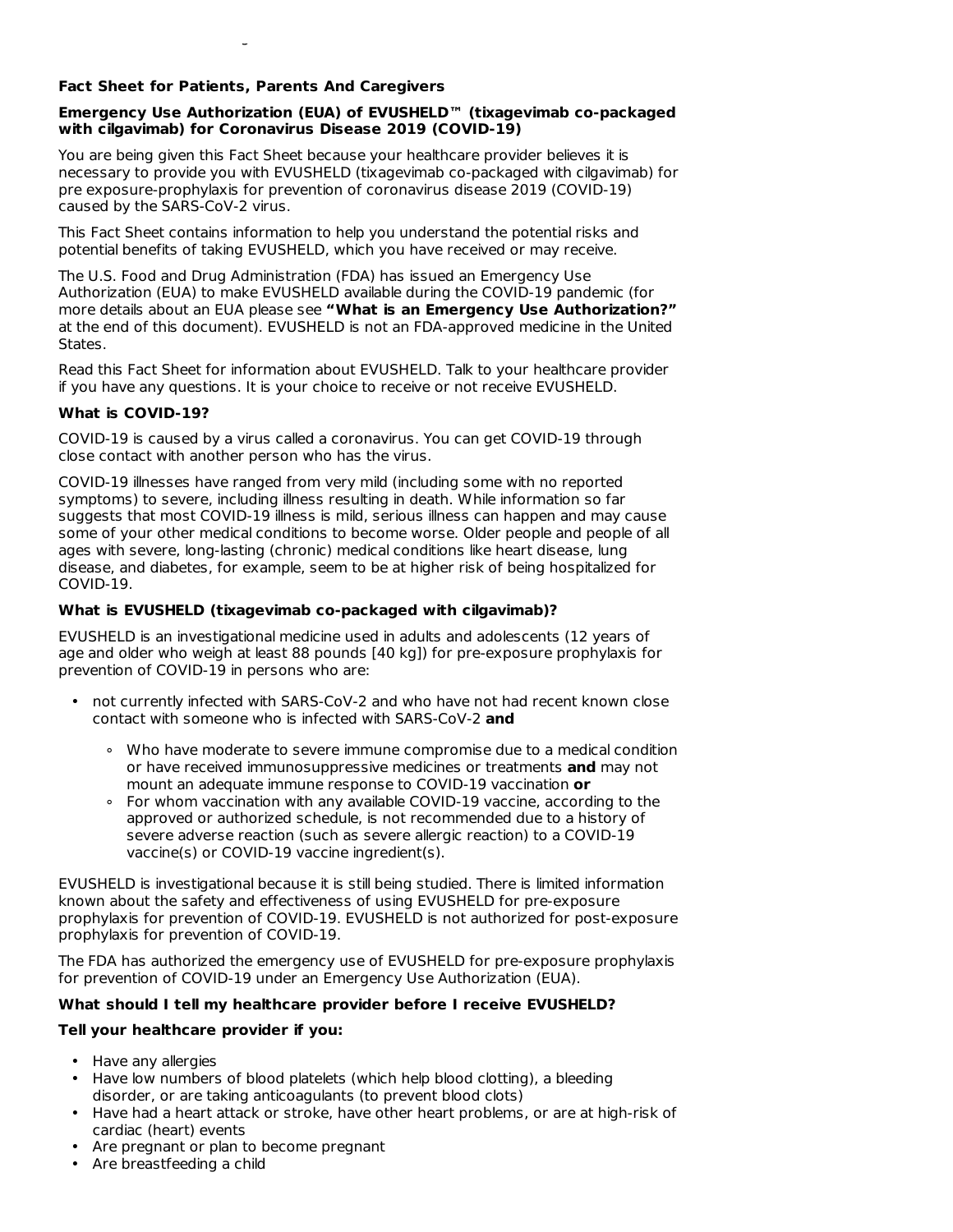**Fact Sheet for Patients, Parents And Caregivers**

**Emergency Use Authorization (EUA) of EVUSHELD™ (tixagevimab co-packaged with cilgavimab) for Coronavirus Disease 2019 (COVID-19)**

You are being given this Fact Sheet because your healthcare provider believes it is necessary to provide you with EVUSHELD (tixagevimab co-packaged with cilgavimab) for pre exposure-prophylaxis for prevention of coronavirus disease 2019 (COVID-19) caused by the SARS-CoV-2 virus.

This Fact Sheet contains information to help you understand the potential risks and potential benefits of taking EVUSHELD, which you have received or may receive.

The U.S. Food and Drug Administration (FDA) has issued an Emergency Use Authorization (EUA) to make EVUSHELD available during the COVID-19 pandemic (for more details about an EUA please see **"What is an Emergency Use Authorization?"** at the end of this document). EVUSHELD is not an FDA-approved medicine in the United States.

Read this Fact Sheet for information about EVUSHELD. Talk to your healthcare provider if you have any questions. It is your choice to receive or not receive EVUSHELD.

**What is COVID-19?**

COVID-19 is caused by a virus called a coronavirus. You can get COVID-19 through close contact with another person who has the virus.

COVID-19 illnesses have ranged from very mild (including some with no reported symptoms) to severe, including illness resulting in death. While information so far suggests that most COVID-19 illness is mild, serious illness can happen and may cause some of your other medical conditions to become worse. Older people and people of all ages with severe, long-lasting (chronic) medical conditions like heart disease, lung disease, and diabetes, for example, seem to be at higher risk of being hospitalized for COVID-19.

**What is EVUSHELD (tixagevimab co-packaged with cilgavimab)?**

EVUSHELD is an investigational medicine used in adults and adolescents (12 years of age and older who weigh at least 88 pounds [40 kg]) for pre-exposure prophylaxis for prevention of COVID-19 in persons who are:

- not currently infected with SARS-CoV-2 and who have not had recent known close contact with someone who is infected with SARS-CoV-2 **and**
  - Who have moderate to severe immune compromise due to a medical condition or have received immunosuppressive medicines or treatments **and** may not mount an adequate immune response to COVID-19 vaccination **or**
  - For whom vaccination with any available COVID-19 vaccine, according to the approved or authorized schedule, is not recommended due to a history of severe adverse reaction (such as severe allergic reaction) to a COVID-19 vaccine(s) or COVID-19 vaccine ingredient(s).

EVUSHELD is investigational because it is still being studied. There is limited information known about the safety and effectiveness of using EVUSHELD for pre-exposure prophylaxis for prevention of COVID-19. EVUSHELD is not authorized for post-exposure prophylaxis for prevention of COVID-19.

The FDA has authorized the emergency use of EVUSHELD for pre-exposure prophylaxis for prevention of COVID-19 under an Emergency Use Authorization (EUA).

**What should I tell my healthcare provider before I receive EVUSHELD?**

**Tell your healthcare provider if you:**

- Have any allergies
- Have low numbers of blood platelets (which help blood clotting), a bleeding disorder, or are taking anticoagulants (to prevent blood clots)
- Have had a heart attack or stroke, have other heart problems, or are at high-risk of cardiac (heart) events
- Are pregnant or plan to become pregnant
- Are breastfeeding a child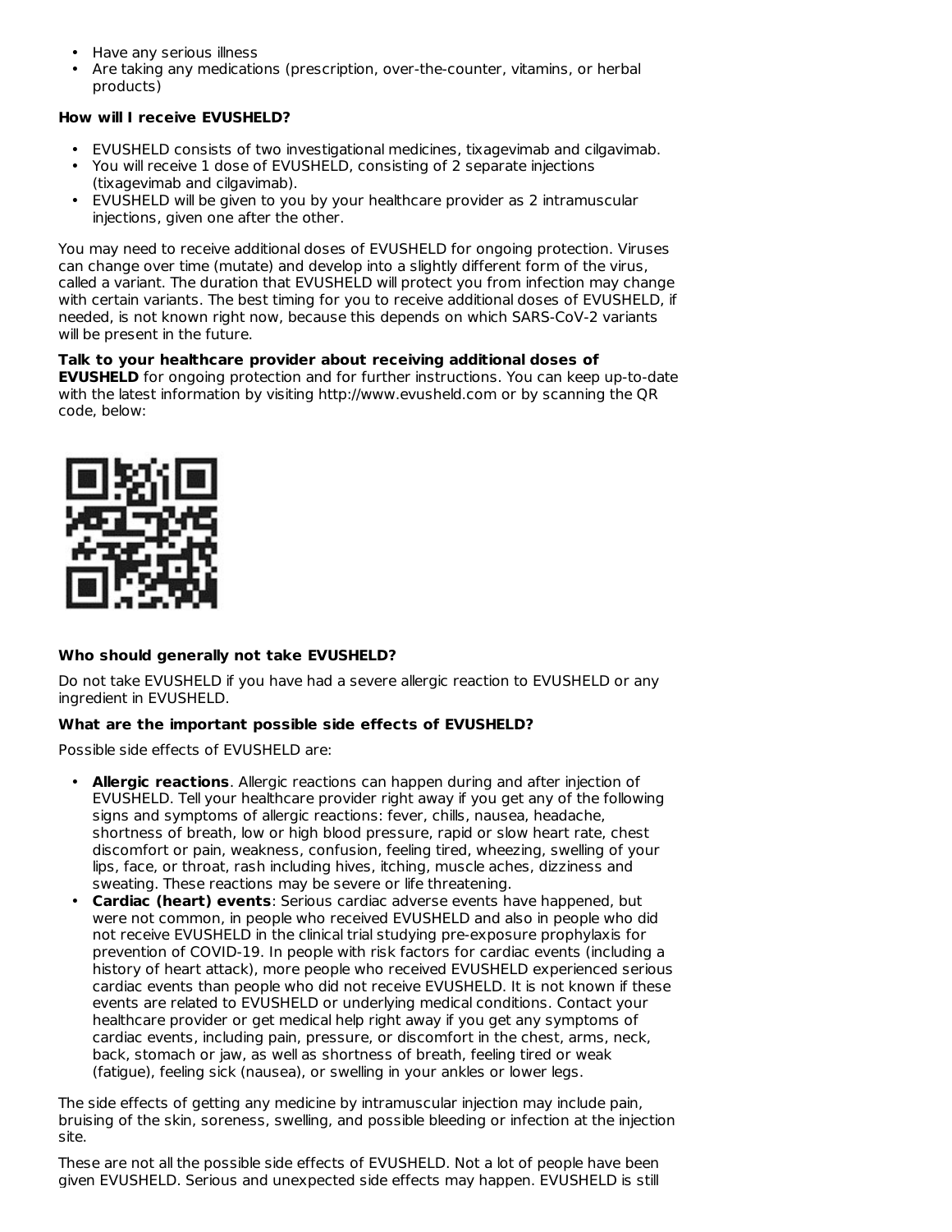- Have any serious illness
- Are taking any medications (prescription, over-the-counter, vitamins, or herbal products)

**How will I receive EVUSHELD?**

- EVUSHELD consists of two investigational medicines, tixagevimab and cilgavimab.
- You will receive 1 dose of EVUSHELD, consisting of 2 separate injections (tixagevimab and cilgavimab).
- EVUSHELD will be given to you by your healthcare provider as 2 intramuscular injections, given one after the other.

You may need to receive additional doses of EVUSHELD for ongoing protection. Viruses can change over time (mutate) and develop into a slightly different form of the virus, called a variant. The duration that EVUSHELD will protect you from infection may change with certain variants. The best timing for you to receive additional doses of EVUSHELD, if needed, is not known right now, because this depends on which SARS-CoV-2 variants will be present in the future.

**Talk to your healthcare provider about receiving additional doses of EVUSHELD** for ongoing protection and for further instructions. You can keep up-to-date with the latest information by visiting http://www.evusheld.com or by scanning the QR code, below:

**Who should generally not take EVUSHELD?**

Do not take EVUSHELD if you have had a severe allergic reaction to EVUSHELD or any ingredient in EVUSHELD.

**What are the important possible side effects of EVUSHELD?**

Possible side effects of EVUSHELD are:

- **Allergic reactions**. Allergic reactions can happen during and after injection of EVUSHELD. Tell your healthcare provider right away if you get any of the following signs and symptoms of allergic reactions: fever, chills, nausea, headache, shortness of breath, low or high blood pressure, rapid or slow heart rate, chest discomfort or pain, weakness, confusion, feeling tired, wheezing, swelling of your lips, face, or throat, rash including hives, itching, muscle aches, dizziness and sweating. These reactions may be severe or life threatening.
- **Cardiac (heart) events**: Serious cardiac adverse events have happened, but were not common, in people who received EVUSHELD and also in people who did not receive EVUSHELD in the clinical trial studying pre-exposure prophylaxis for prevention of COVID-19. In people with risk factors for cardiac events (including a history of heart attack), more people who received EVUSHELD experienced serious cardiac events than people who did not receive EVUSHELD. It is not known if these events are related to EVUSHELD or underlying medical conditions. Contact your healthcare provider or get medical help right away if you get any symptoms of cardiac events, including pain, pressure, or discomfort in the chest, arms, neck, back, stomach or jaw, as well as shortness of breath, feeling tired or weak (fatigue), feeling sick (nausea), or swelling in your ankles or lower legs.

The side effects of getting any medicine by intramuscular injection may include pain, bruising of the skin, soreness, swelling, and possible bleeding or infection at the injection site.

These are not all the possible side effects of EVUSHELD. Not a lot of people have been given EVUSHELD. Serious and unexpected side effects may happen. EVUSHELD is still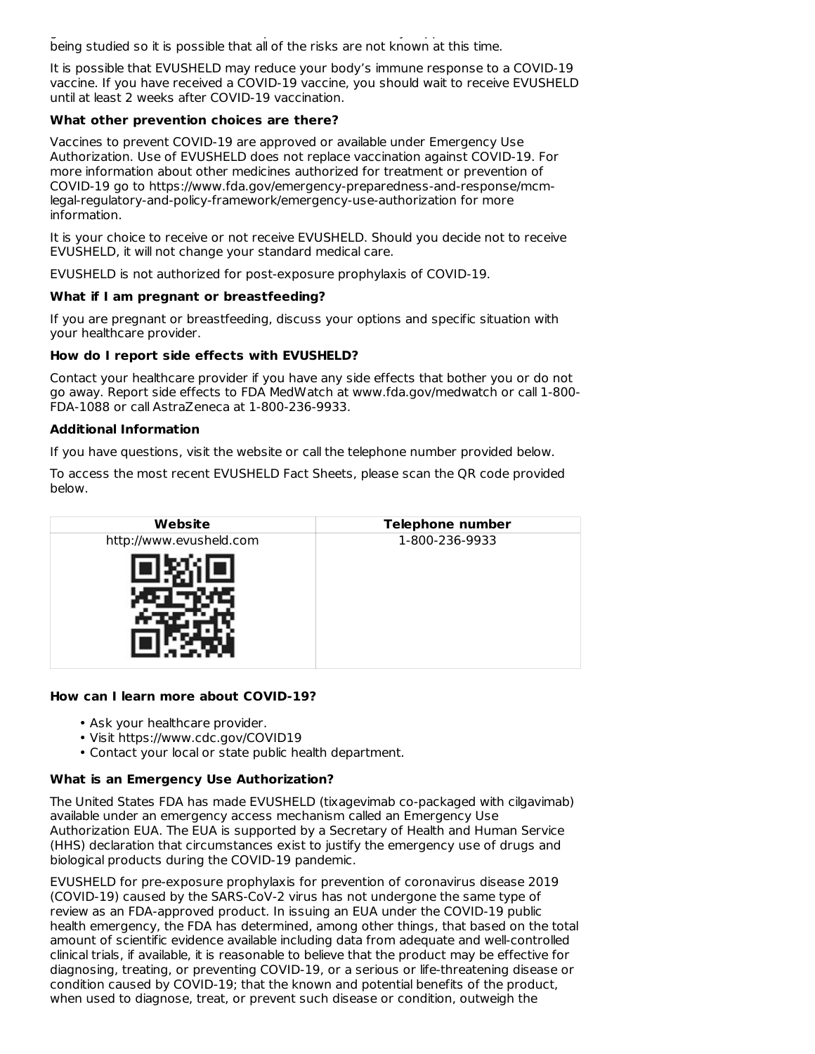being studied so it is possible that all of the risks are not known at this time.

It is possible that EVUSHELD may reduce your body's immune response to a COVID-19 vaccine. If you have received a COVID-19 vaccine, you should wait to receive EVUSHELD until at least 2 weeks after COVID-19 vaccination.

**What other prevention choices are there?**

Vaccines to prevent COVID-19 are approved or available under Emergency Use Authorization. Use of EVUSHELD does not replace vaccination against COVID-19. For more information about other medicines authorized for treatment or prevention of COVID-19 go to https://www.fda.gov/emergency-preparedness-and-response/mcm-legal-regulatory-and-policy-framework/emergency-use-authorization for more information.

It is your choice to receive or not receive EVUSHELD. Should you decide not to receive EVUSHELD, it will not change your standard medical care.

EVUSHELD is not authorized for post-exposure prophylaxis of COVID-19.

**What if I am pregnant or breastfeeding?**

If you are pregnant or breastfeeding, discuss your options and specific situation with your healthcare provider.

**How do I report side effects with EVUSHELD?**

Contact your healthcare provider if you have any side effects that bother you or do not go away. Report side effects to FDA MedWatch at www.fda.gov/medwatch or call 1-800-FDA-1088 or call AstraZeneca at 1-800-236-9933.

**Additional Information**

If you have questions, visit the website or call the telephone number provided below.

To access the most recent EVUSHELD Fact Sheets, please scan the QR code provided below.

| Website | Telephone number |
| --- | --- |
| http://www.evusheld.com | 1-800-236-9933 |

**How can I learn more about COVID-19?**

- Ask your healthcare provider.
- Visit https://www.cdc.gov/COVID19
- Contact your local or state public health department.

**What is an Emergency Use Authorization?**

The United States FDA has made EVUSHELD (tixagevimab co-packaged with cilgavimab) available under an emergency access mechanism called an Emergency Use Authorization EUA. The EUA is supported by a Secretary of Health and Human Service (HHS) declaration that circumstances exist to justify the emergency use of drugs and biological products during the COVID-19 pandemic.

EVUSHELD for pre-exposure prophylaxis for prevention of coronavirus disease 2019 (COVID-19) caused by the SARS-CoV-2 virus has not undergone the same type of review as an FDA-approved product. In issuing an EUA under the COVID-19 public health emergency, the FDA has determined, among other things, that based on the total amount of scientific evidence available including data from adequate and well-controlled clinical trials, if available, it is reasonable to believe that the product may be effective for diagnosing, treating, or preventing COVID-19, or a serious or life-threatening disease or condition caused by COVID-19; that the known and potential benefits of the product, when used to diagnose, treat, or prevent such disease or condition, outweigh the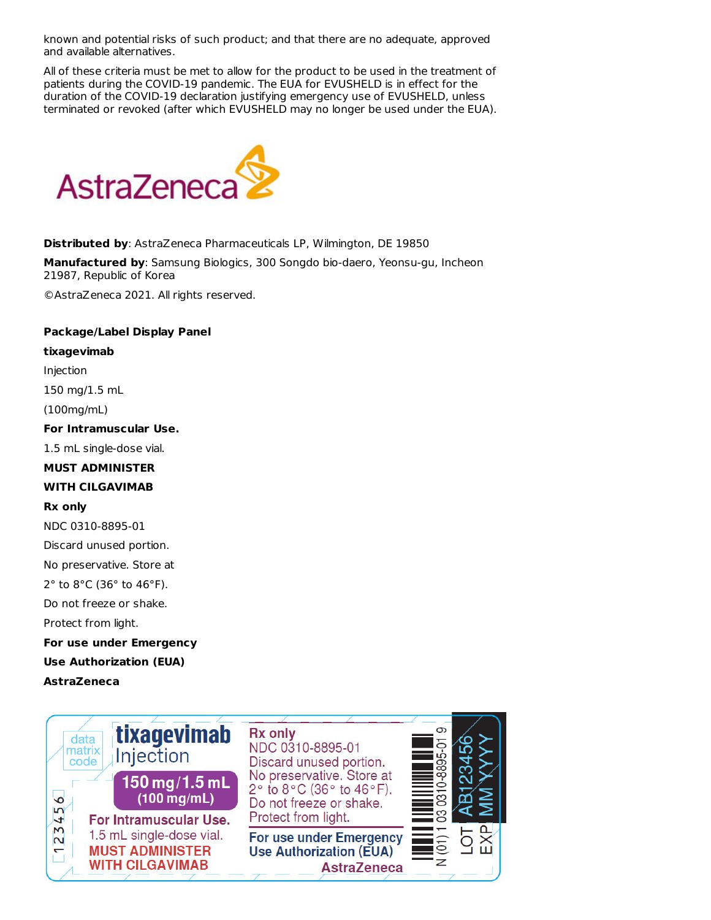known and potential risks of such product; and that there are no adequate, approved and available alternatives.

All of these criteria must be met to allow for the product to be used in the treatment of patients during the COVID-19 pandemic. The EUA for EVUSHELD is in effect for the duration of the COVID-19 declaration justifying emergency use of EVUSHELD, unless terminated or revoked (after which EVUSHELD may no longer be used under the EUA).

AstraZeneca

**Distributed by**: AstraZeneca Pharmaceuticals LP, Wilmington, DE 19850

**Manufactured by**: Samsung Biologics, 300 Songdo bio-daero, Yeonsu-gu, Incheon 21987, Republic of Korea

©AstraZeneca 2021. All rights reserved.

**Package/Label Display Panel**

**tixagevimab**

Injection

150 mg/1.5 mL

(100mg/mL)

**For Intramuscular Use.**

1.5 mL single-dose vial.

**MUST ADMINISTER**

**WITH CILGAVIMAB**

**Rx only**

NDC 0310-8895-01

Discard unused portion.

No preservative. Store at

2° to 8°C (36° to 46°F).

Do not freeze or shake.

Protect from light.

**For use under Emergency**

**Use Authorization (EUA)**

**AstraZeneca**

data matrix code

123456

tixagevimab
Injection

150 mg/1.5 mL
(100 mg/mL)

For Intramuscular Use.
1.5 mL single-dose vial.
MUST ADMINISTER
WITH CILGAVIMAB

Rx only
NDC 0310-8895-01
Discard unused portion.
No preservative. Store at
2° to 8°C (36° to 46°F).
Do not freeze or shake.
Protect from light.

For use under Emergency
Use Authorization (EUA)
AstraZeneca

N (01) 1 03 0310-8895-01 9

LOT AB123456
EXP MM YYYY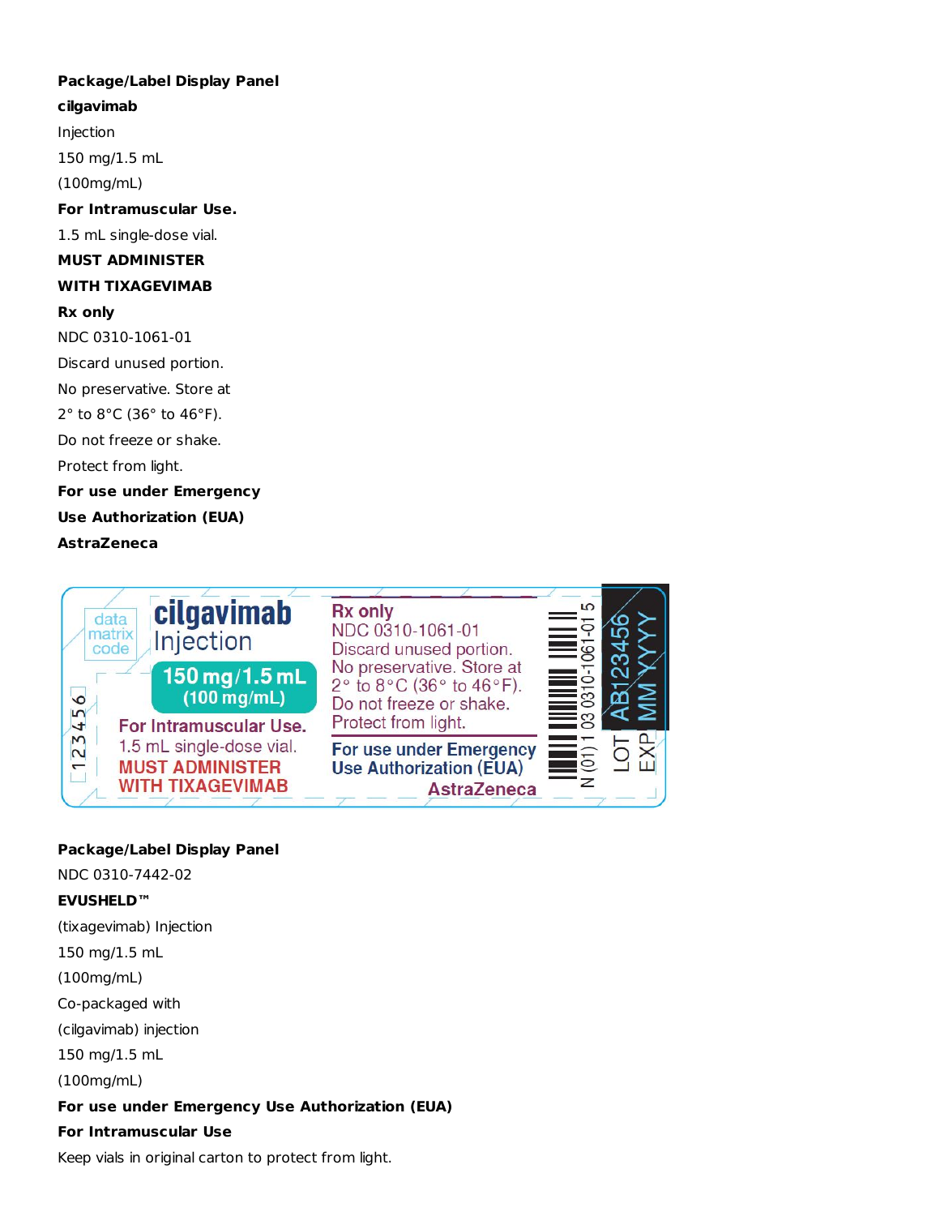**Package/Label Display Panel**

**cilgavimab**

Injection

150 mg/1.5 mL

(100mg/mL)

**For Intramuscular Use.**

1.5 mL single-dose vial.

**MUST ADMINISTER**

**WITH TIXAGEVIMAB**

**Rx only**

NDC 0310-1061-01

Discard unused portion.

No preservative. Store at

2° to 8°C (36° to 46°F).

Do not freeze or shake.

Protect from light.

**For use under Emergency**

**Use Authorization (EUA)**

**AstraZeneca**

data matrix code

cilgavimab
Injection

150 mg/1.5 mL
(100 mg/mL)

For Intramuscular Use.
1.5 mL single-dose vial.
MUST ADMINISTER
WITH TIXAGEVIMAB

123456

Rx only
NDC 0310-1061-01
Discard unused portion.
No preservative. Store at
2° to 8°C (36° to 46°F).
Do not freeze or shake.
Protect from light.

For use under Emergency
Use Authorization (EUA)
AstraZeneca

N (01) 1 03 0310-1061-01 5

LOT AB123456
EXP MM YYYY

**Package/Label Display Panel**

NDC 0310-7442-02

**EVUSHELD™**

(tixagevimab) Injection

150 mg/1.5 mL

(100mg/mL)

Co-packaged with

(cilgavimab) injection

150 mg/1.5 mL

(100mg/mL)

**For use under Emergency Use Authorization (EUA)**

**For Intramuscular Use**

Keep vials in original carton to protect from light.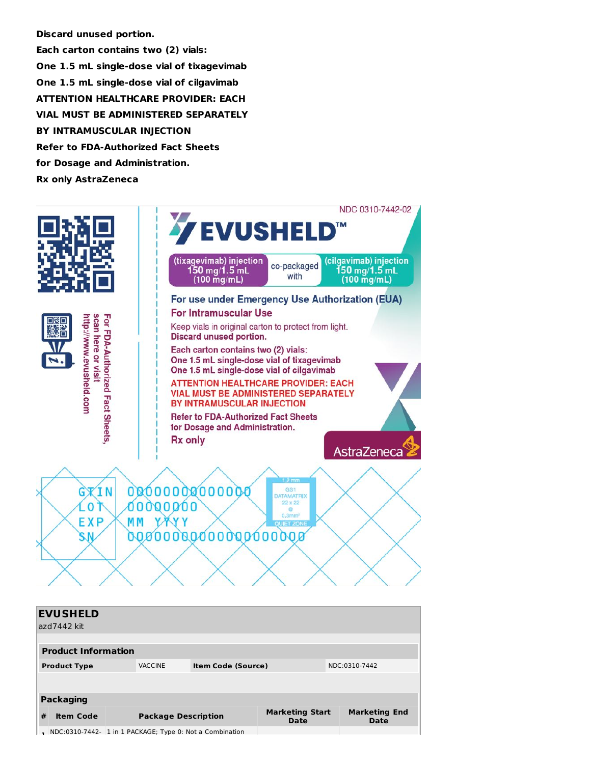**Discard unused portion.**

**Each carton contains two (2) vials:**

**One 1.5 mL single-dose vial of tixagevimab**

**One 1.5 mL single-dose vial of cilgavimab**

**ATTENTION HEALTHCARE PROVIDER: EACH VIAL MUST BE ADMINISTERED SEPARATELY BY INTRAMUSCULAR INJECTION**

**Refer to FDA-Authorized Fact Sheets for Dosage and Administration.**

**Rx only AstraZeneca**

NDC 0310-7442-02

EVUSHELD™

(tixagevimab) injection 150 mg/1.5 mL (100 mg/mL) co-packaged with (cilgavimab) injection 150 mg/1.5 mL (100 mg/mL)

For use under Emergency Use Authorization (EUA)

For Intramuscular Use

Keep vials in original carton to protect from light.

Discard unused portion.

Each carton contains two (2) vials:
One 1.5 mL single-dose vial of tixagevimab
One 1.5 mL single-dose vial of cilgavimab

ATTENTION HEALTHCARE PROVIDER: EACH VIAL MUST BE ADMINISTERED SEPARATELY BY INTRAMUSCULAR INJECTION

Refer to FDA-Authorized Fact Sheets for Dosage and Administration.

Rx only

AstraZeneca

For FDA-Authorized Fact Sheets, scan here or visit http://www.evusheld.com

GTIN 00000000000000
LOT 00000000
EXP MM YYYY
SN 00000000000000000000

GS1 DATAMATRIX 22 x 22 @ 0.3mm² QUIET ZONE 1.2 mm

**EVUSHELD**
azd7442 kit

| **Product Information** | | | |
|---|---|---|---|
| **Product Type** | VACCINE | **Item Code (Source)** | NDC:0310-7442 |

| **Packaging** | | | | |
|---|---|---|---|---|
| **#** | **Item Code** | **Package Description** | **Marketing Start Date** | **Marketing End Date** |
| 1 | NDC:0310-7442- | 1 in 1 PACKAGE; Type 0: Not a Combination | | |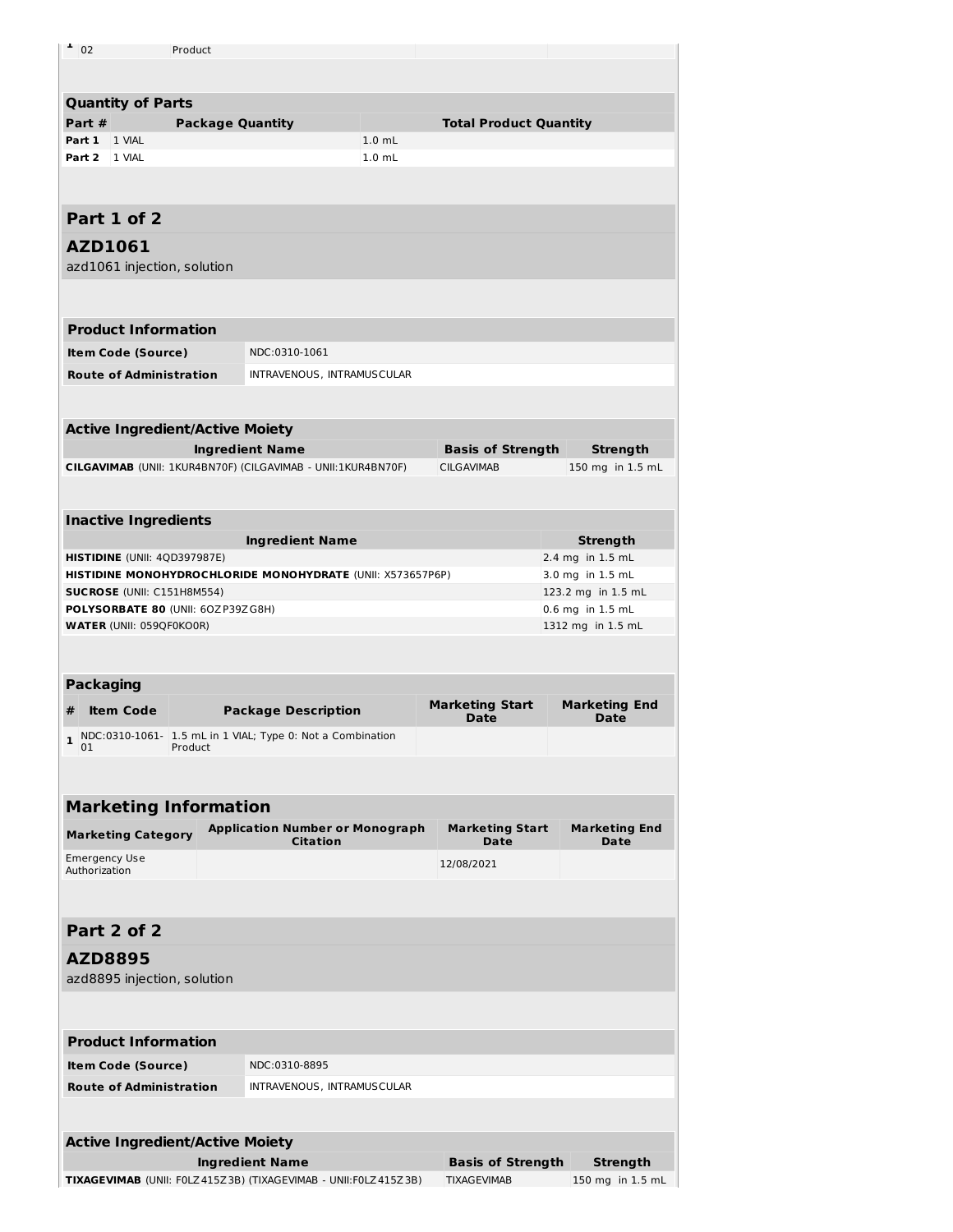| # | Item Code | Package Description | Marketing Start Date | Marketing End Date |
|---|---|---|---|---|
| 1 | 02 | Product | | |

| Quantity of Parts | | |
|---|---|---|
| **Part #** | **Package Quantity** | **Total Product Quantity** |
| **Part 1** | 1 VIAL | 1.0 mL |
| **Part 2** | 1 VIAL | 1.0 mL |

## Part 1 of 2

### AZD1061

azd1061 injection, solution

| Product Information | |
|---|---|
| **Item Code (Source)** | NDC:0310-1061 |
| **Route of Administration** | INTRAVENOUS, INTRAMUSCULAR |

| Active Ingredient/Active Moiety | | |
|---|---|---|
| **Ingredient Name** | **Basis of Strength** | **Strength** |
| **CILGAVIMAB** (UNII: 1KUR4BN70F) (CILGAVIMAB - UNII:1KUR4BN70F) | CILGAVIMAB | 150 mg in 1.5 mL |

| Inactive Ingredients | |
|---|---|
| **Ingredient Name** | **Strength** |
| **HISTIDINE** (UNII: 4QD397987E) | 2.4 mg in 1.5 mL |
| **HISTIDINE MONOHYDROCHLORIDE MONOHYDRATE** (UNII: X573657P6P) | 3.0 mg in 1.5 mL |
| **SUCROSE** (UNII: C151H8M554) | 123.2 mg in 1.5 mL |
| **POLYSORBATE 80** (UNII: 6OZP39ZG8H) | 0.6 mg in 1.5 mL |
| **WATER** (UNII: 059QF0KO0R) | 1312 mg in 1.5 mL |

| Packaging | | | | |
|---|---|---|---|---|
| **#** | **Item Code** | **Package Description** | **Marketing Start Date** | **Marketing End Date** |
| 1 | NDC:0310-1061-01 | 1.5 mL in 1 VIAL; Type 0: Not a Combination Product | | |

| Marketing Information | | | |
|---|---|---|---|
| **Marketing Category** | **Application Number or Monograph Citation** | **Marketing Start Date** | **Marketing End Date** |
| Emergency Use Authorization | | 12/08/2021 | |

## Part 2 of 2

### AZD8895

azd8895 injection, solution

| Product Information | |
|---|---|
| **Item Code (Source)** | NDC:0310-8895 |
| **Route of Administration** | INTRAVENOUS, INTRAMUSCULAR |

| Active Ingredient/Active Moiety | | |
|---|---|---|
| **Ingredient Name** | **Basis of Strength** | **Strength** |
| **TIXAGEVIMAB** (UNII: F0LZ415Z3B) (TIXAGEVIMAB - UNII:F0LZ415Z3B) | TIXAGEVIMAB | 150 mg in 1.5 mL |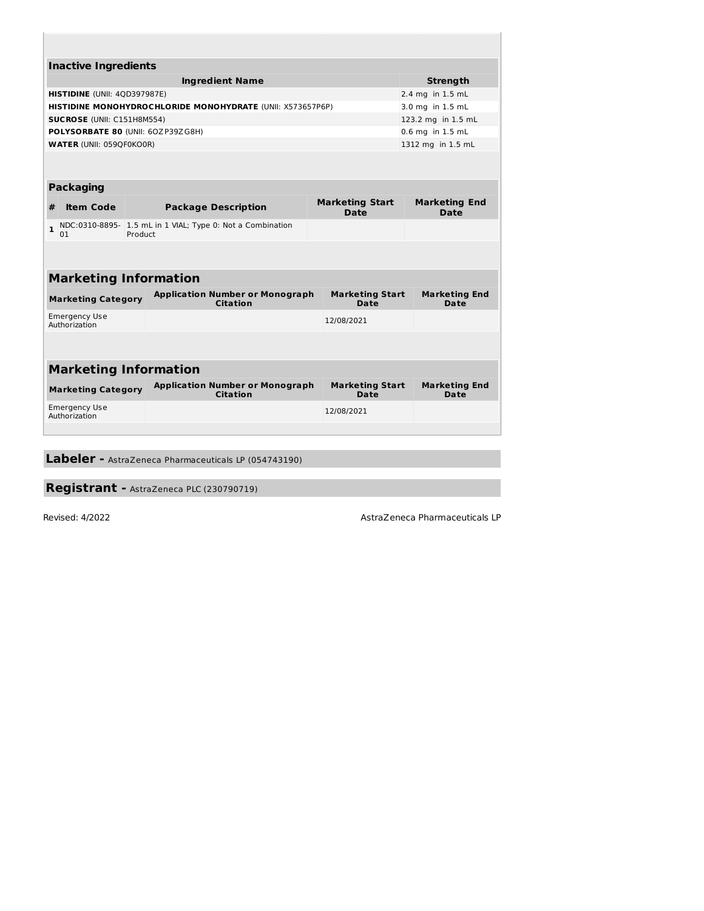| Inactive Ingredients | |
| --- | --- |
| **Ingredient Name** | **Strength** |
| **HISTIDINE** (UNII: 4QD397987E) | 2.4 mg in 1.5 mL |
| **HISTIDINE MONOHYDROCHLORIDE MONOHYDRATE** (UNII: X573657P6P) | 3.0 mg in 1.5 mL |
| **SUCROSE** (UNII: C151H8M554) | 123.2 mg in 1.5 mL |
| **POLYSORBATE 80** (UNII: 6OZP39ZG8H) | 0.6 mg in 1.5 mL |
| **WATER** (UNII: 059QF0KO0R) | 1312 mg in 1.5 mL |

**Packaging**

| # | Item Code | Package Description | Marketing Start Date | Marketing End Date |
| --- | --- | --- | --- | --- |
| 1 | NDC:0310-8895-01 | 1.5 mL in 1 VIAL; Type 0: Not a Combination Product | | |

## Marketing Information

| Marketing Category | Application Number or Monograph Citation | Marketing Start Date | Marketing End Date |
| --- | --- | --- | --- |
| Emergency Use Authorization | | 12/08/2021 | |

## Marketing Information

| Marketing Category | Application Number or Monograph Citation | Marketing Start Date | Marketing End Date |
| --- | --- | --- | --- |
| Emergency Use Authorization | | 12/08/2021 | |

**Labeler -** AstraZeneca Pharmaceuticals LP (054743190)

**Registrant -** AstraZeneca PLC (230790719)

Revised: 4/2022 AstraZeneca Pharmaceuticals LP